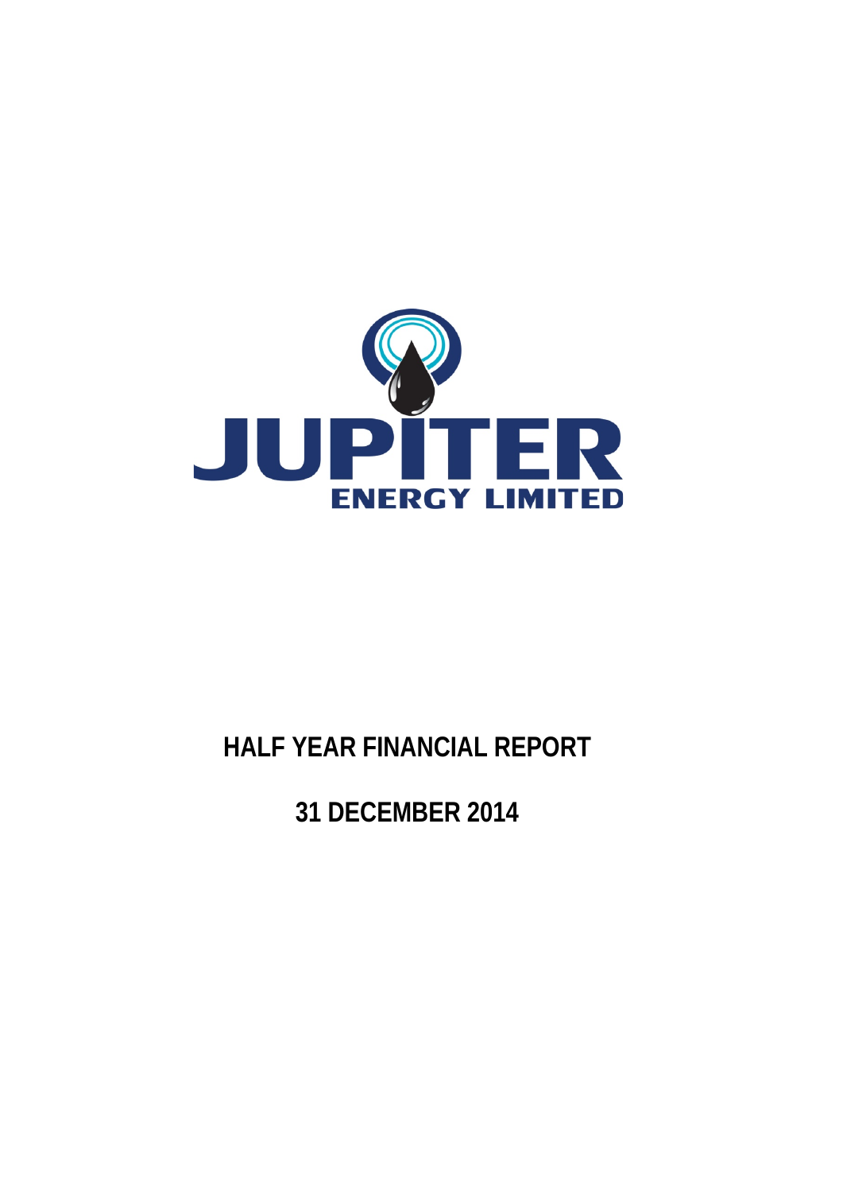JUPITER ENERGY LIMITED

# HALF YEAR FINANCIAL REPORT

## 31 DECEMBER 2014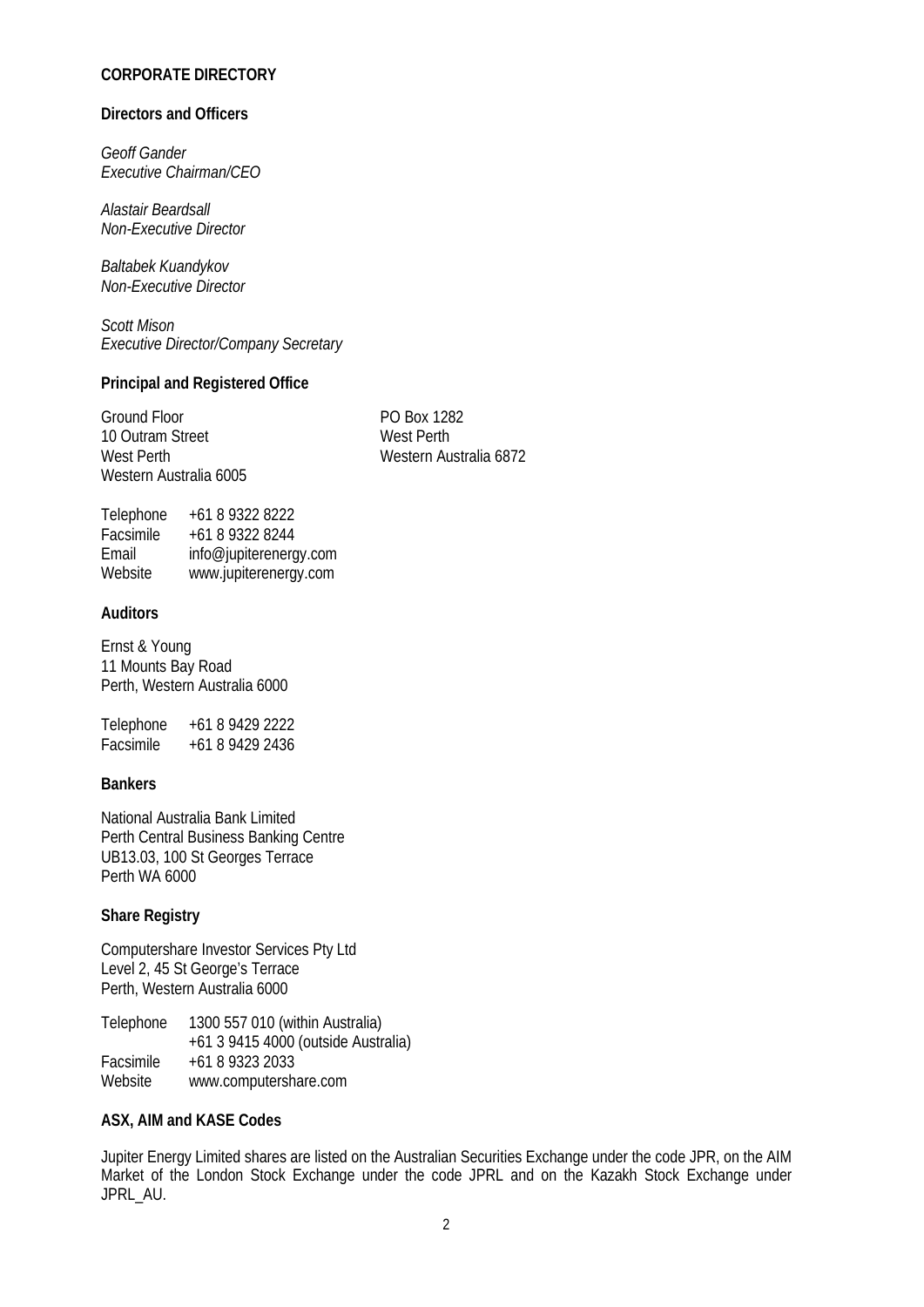# CORPORATE DIRECTORY

## Directors and Officers

*Geoff Gander*
*Executive Chairman/CEO*

*Alastair Beardsall*
*Non-Executive Director*

*Baltabek Kuandykov*
*Non-Executive Director*

*Scott Mison*
*Executive Director/Company Secretary*

## Principal and Registered Office

Ground Floor
10 Outram Street
West Perth
Western Australia 6005

PO Box 1282
West Perth
Western Australia 6872

| | |
|---|---|
| Telephone | +61 8 9322 8222 |
| Facsimile | +61 8 9322 8244 |
| Email | info@jupiterenergy.com |
| Website | www.jupiterenergy.com |

## Auditors

Ernst & Young
11 Mounts Bay Road
Perth, Western Australia 6000

| | |
|---|---|
| Telephone | +61 8 9429 2222 |
| Facsimile | +61 8 9429 2436 |

## Bankers

National Australia Bank Limited
Perth Central Business Banking Centre
UB13.03, 100 St Georges Terrace
Perth WA 6000

## Share Registry

Computershare Investor Services Pty Ltd
Level 2, 45 St George's Terrace
Perth, Western Australia 6000

| | |
|---|---|
| Telephone | 1300 557 010 (within Australia)<br>+61 3 9415 4000 (outside Australia) |
| Facsimile | +61 8 9323 2033 |
| Website | www.computershare.com |

## ASX, AIM and KASE Codes

Jupiter Energy Limited shares are listed on the Australian Securities Exchange under the code JPR, on the AIM Market of the London Stock Exchange under the code JPRL and on the Kazakh Stock Exchange under JPRL_AU.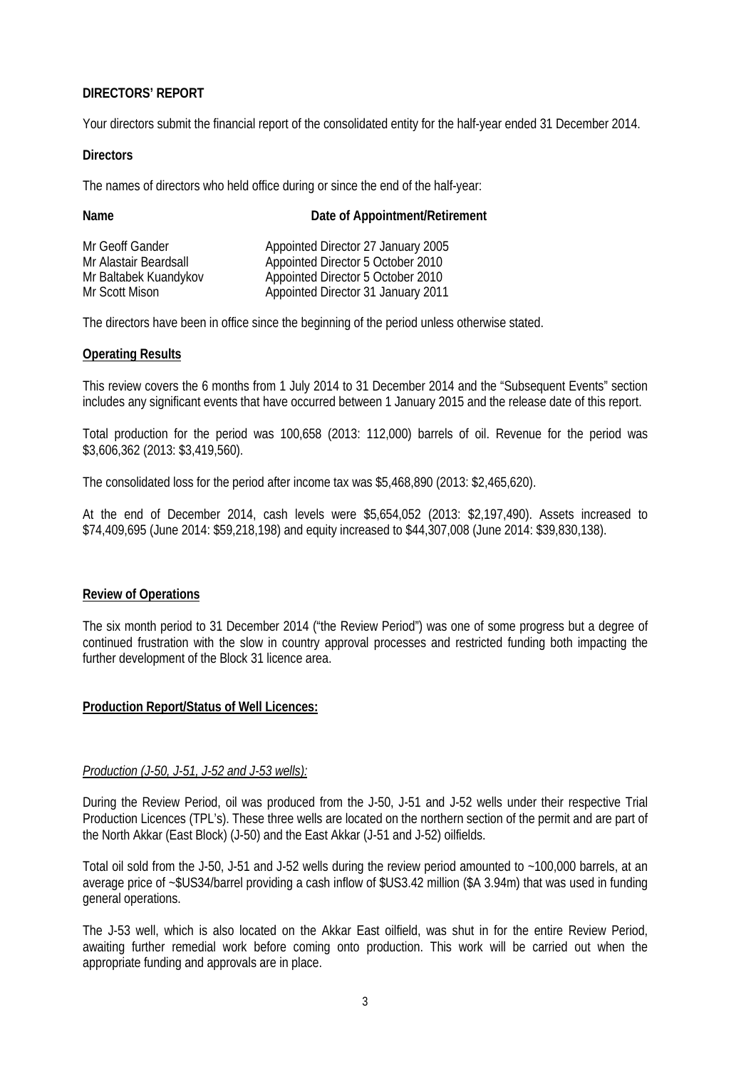**DIRECTORS' REPORT**

Your directors submit the financial report of the consolidated entity for the half-year ended 31 December 2014.

**Directors**

The names of directors who held office during or since the end of the half-year:

| Name | Date of Appointment/Retirement |
| --- | --- |
| Mr Geoff Gander | Appointed Director 27 January 2005 |
| Mr Alastair Beardsall | Appointed Director 5 October 2010 |
| Mr Baltabek Kuandykov | Appointed Director 5 October 2010 |
| Mr Scott Mison | Appointed Director 31 January 2011 |

The directors have been in office since the beginning of the period unless otherwise stated.

**Operating Results**

This review covers the 6 months from 1 July 2014 to 31 December 2014 and the "Subsequent Events" section includes any significant events that have occurred between 1 January 2015 and the release date of this report.

Total production for the period was 100,658 (2013: 112,000) barrels of oil. Revenue for the period was $3,606,362 (2013: $3,419,560).

The consolidated loss for the period after income tax was $5,468,890 (2013: $2,465,620).

At the end of December 2014, cash levels were $5,654,052 (2013: $2,197,490). Assets increased to $74,409,695 (June 2014: $59,218,198) and equity increased to $44,307,008 (June 2014: $39,830,138).

**Review of Operations**

The six month period to 31 December 2014 ("the Review Period") was one of some progress but a degree of continued frustration with the slow in country approval processes and restricted funding both impacting the further development of the Block 31 licence area.

**Production Report/Status of Well Licences:**

*Production (J-50, J-51, J-52 and J-53 wells):*

During the Review Period, oil was produced from the J-50, J-51 and J-52 wells under their respective Trial Production Licences (TPL's). These three wells are located on the northern section of the permit and are part of the North Akkar (East Block) (J-50) and the East Akkar (J-51 and J-52) oilfields.

Total oil sold from the J-50, J-51 and J-52 wells during the review period amounted to ~100,000 barrels, at an average price of ~$US34/barrel providing a cash inflow of $US3.42 million ($A 3.94m) that was used in funding general operations.

The J-53 well, which is also located on the Akkar East oilfield, was shut in for the entire Review Period, awaiting further remedial work before coming onto production. This work will be carried out when the appropriate funding and approvals are in place.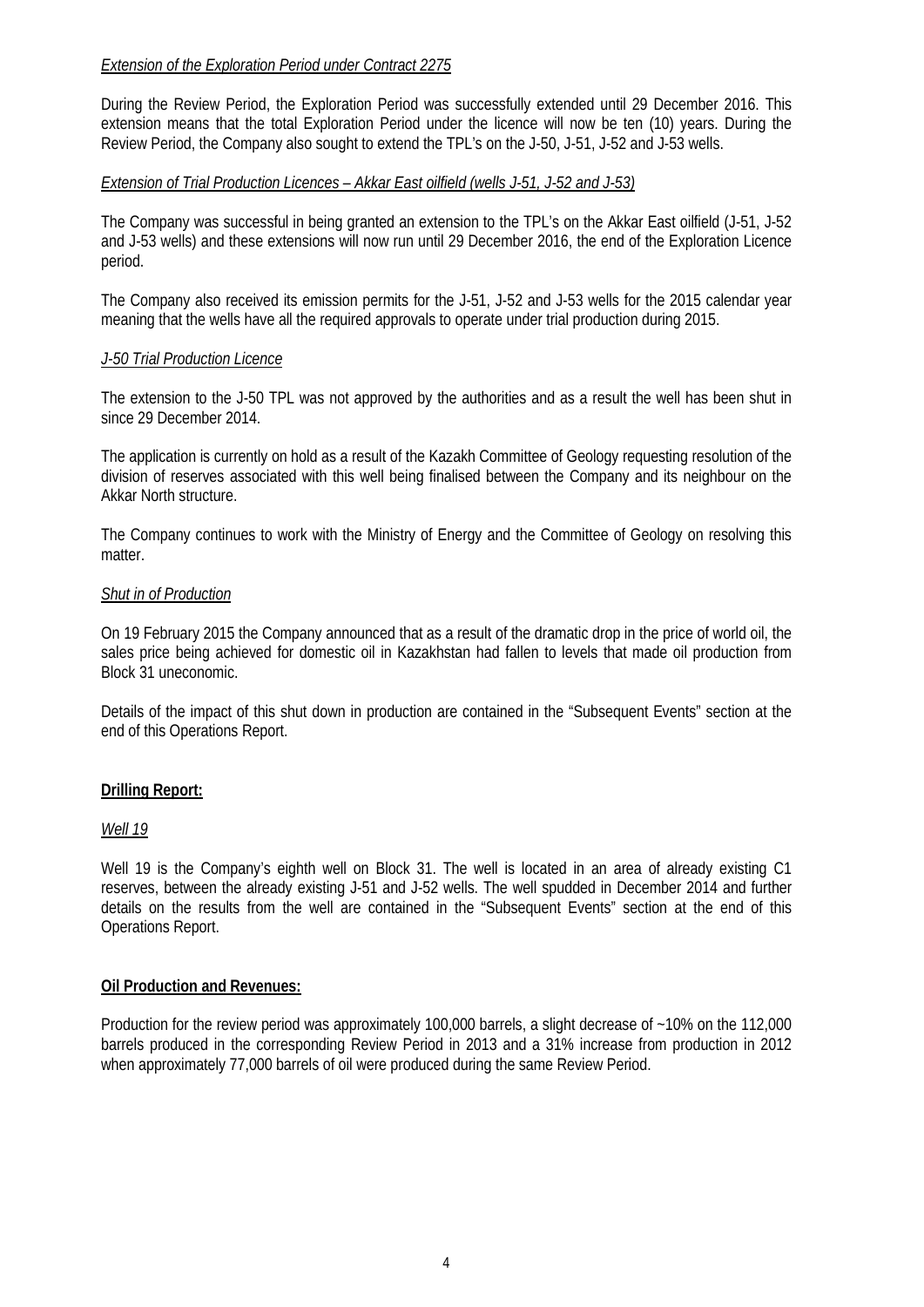*Extension of the Exploration Period under Contract 2275*

During the Review Period, the Exploration Period was successfully extended until 29 December 2016. This extension means that the total Exploration Period under the licence will now be ten (10) years. During the Review Period, the Company also sought to extend the TPL's on the J-50, J-51, J-52 and J-53 wells.

*Extension of Trial Production Licences – Akkar East oilfield (wells J-51, J-52 and J-53)*

The Company was successful in being granted an extension to the TPL's on the Akkar East oilfield (J-51, J-52 and J-53 wells) and these extensions will now run until 29 December 2016, the end of the Exploration Licence period.

The Company also received its emission permits for the J-51, J-52 and J-53 wells for the 2015 calendar year meaning that the wells have all the required approvals to operate under trial production during 2015.

*J-50 Trial Production Licence*

The extension to the J-50 TPL was not approved by the authorities and as a result the well has been shut in since 29 December 2014.

The application is currently on hold as a result of the Kazakh Committee of Geology requesting resolution of the division of reserves associated with this well being finalised between the Company and its neighbour on the Akkar North structure.

The Company continues to work with the Ministry of Energy and the Committee of Geology on resolving this matter.

*Shut in of Production*

On 19 February 2015 the Company announced that as a result of the dramatic drop in the price of world oil, the sales price being achieved for domestic oil in Kazakhstan had fallen to levels that made oil production from Block 31 uneconomic.

Details of the impact of this shut down in production are contained in the "Subsequent Events" section at the end of this Operations Report.

**Drilling Report:**

*Well 19*

Well 19 is the Company's eighth well on Block 31. The well is located in an area of already existing C1 reserves, between the already existing J-51 and J-52 wells. The well spudded in December 2014 and further details on the results from the well are contained in the "Subsequent Events" section at the end of this Operations Report.

**Oil Production and Revenues:**

Production for the review period was approximately 100,000 barrels, a slight decrease of ~10% on the 112,000 barrels produced in the corresponding Review Period in 2013 and a 31% increase from production in 2012 when approximately 77,000 barrels of oil were produced during the same Review Period.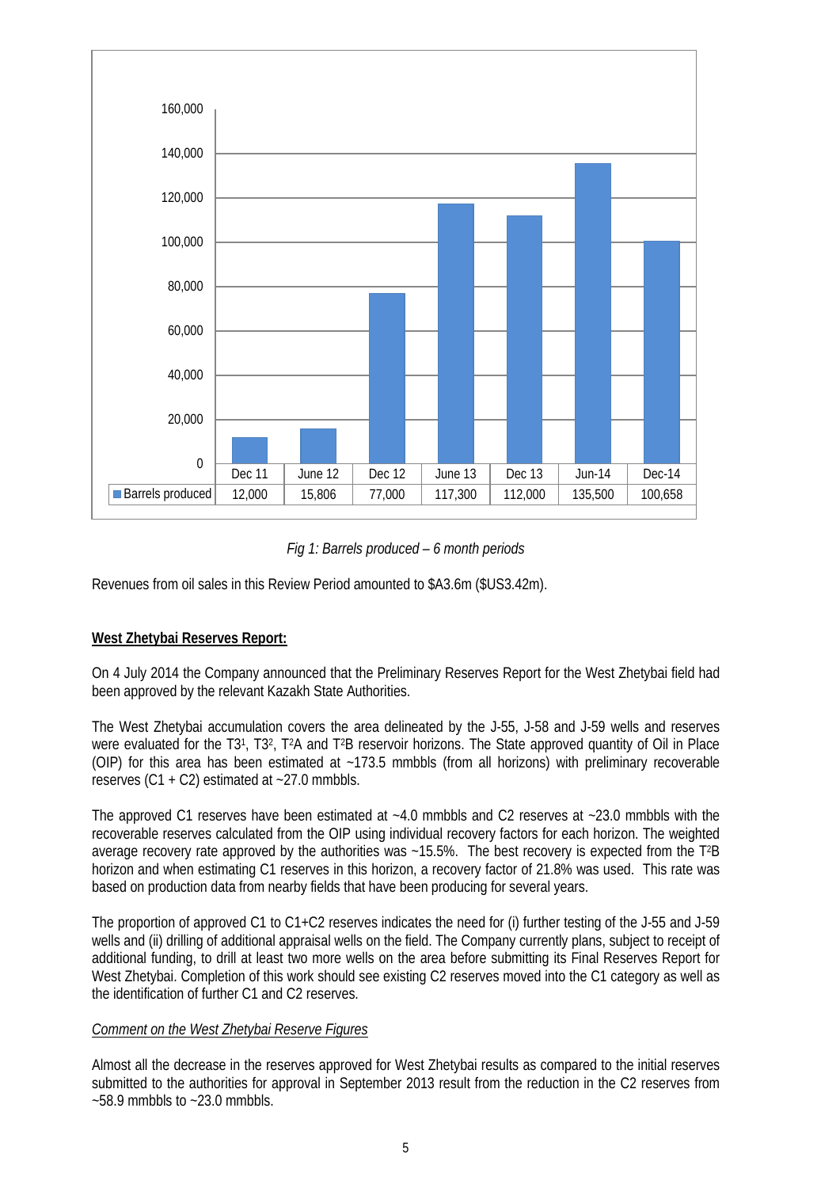| | Dec 11 | June 12 | Dec 12 | June 13 | Dec 13 | Jun-14 | Dec-14 |
|---|---|---|---|---|---|---|---|
| Barrels produced | 12,000 | 15,806 | 77,000 | 117,300 | 112,000 | 135,500 | 100,658 |

*Fig 1: Barrels produced – 6 month periods*

Revenues from oil sales in this Review Period amounted to $A3.6m ($US3.42m).

**West Zhetybai Reserves Report:**

On 4 July 2014 the Company announced that the Preliminary Reserves Report for the West Zhetybai field had been approved by the relevant Kazakh State Authorities.

The West Zhetybai accumulation covers the area delineated by the J-55, J-58 and J-59 wells and reserves were evaluated for the $T3^1$, $T3^2$, $T^2A$ and $T^2B$ reservoir horizons. The State approved quantity of Oil in Place (OIP) for this area has been estimated at ~173.5 mmbbls (from all horizons) with preliminary recoverable reserves (C1 + C2) estimated at ~27.0 mmbbls.

The approved C1 reserves have been estimated at ~4.0 mmbbls and C2 reserves at ~23.0 mmbbls with the recoverable reserves calculated from the OIP using individual recovery factors for each horizon. The weighted average recovery rate approved by the authorities was ~15.5%. The best recovery is expected from the $T^2B$ horizon and when estimating C1 reserves in this horizon, a recovery factor of 21.8% was used. This rate was based on production data from nearby fields that have been producing for several years.

The proportion of approved C1 to C1+C2 reserves indicates the need for (i) further testing of the J-55 and J-59 wells and (ii) drilling of additional appraisal wells on the field. The Company currently plans, subject to receipt of additional funding, to drill at least two more wells on the area before submitting its Final Reserves Report for West Zhetybai. Completion of this work should see existing C2 reserves moved into the C1 category as well as the identification of further C1 and C2 reserves.

*Comment on the West Zhetybai Reserve Figures*

Almost all the decrease in the reserves approved for West Zhetybai results as compared to the initial reserves submitted to the authorities for approval in September 2013 result from the reduction in the C2 reserves from ~58.9 mmbbls to ~23.0 mmbls.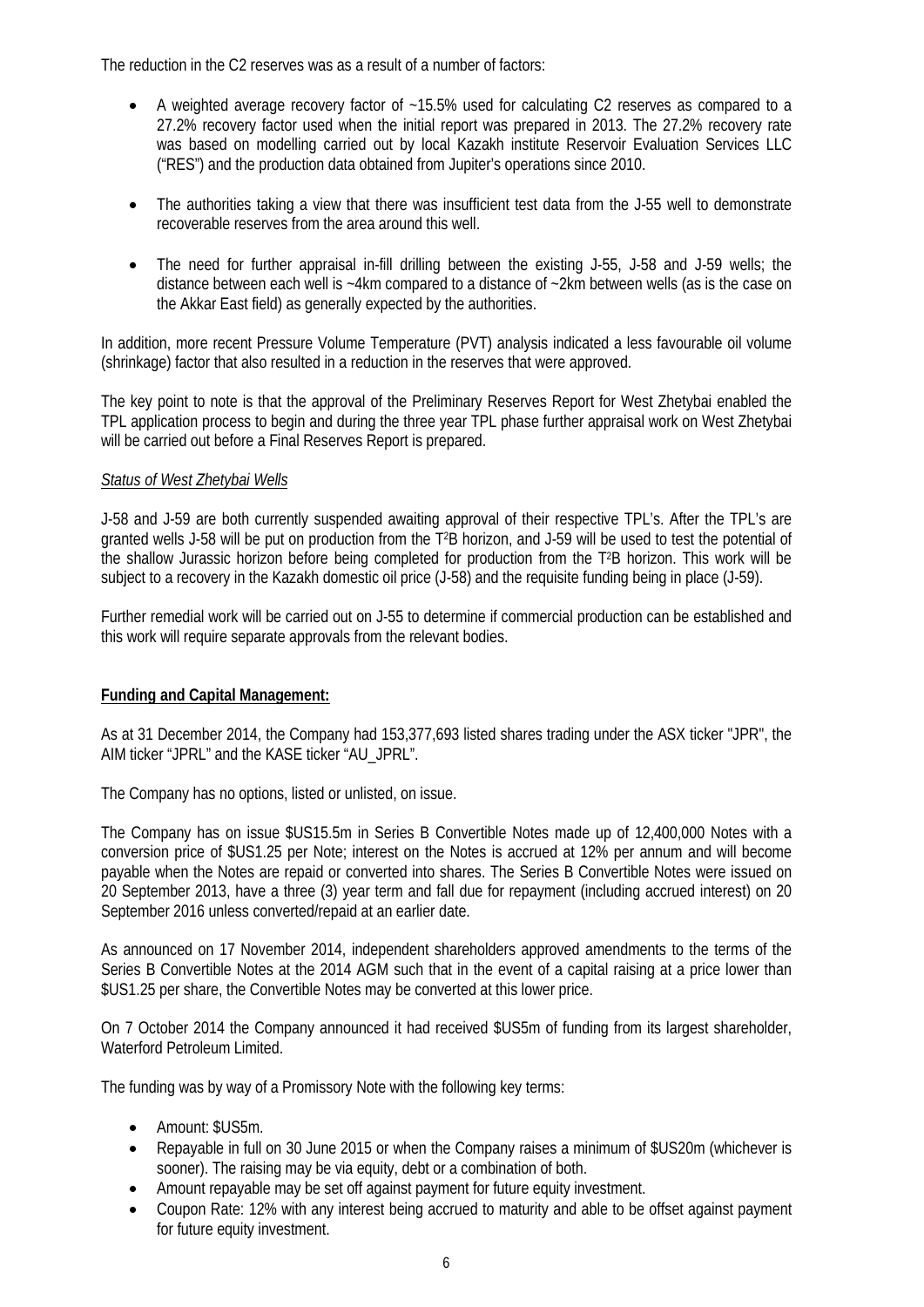The reduction in the C2 reserves was as a result of a number of factors:

- A weighted average recovery factor of ~15.5% used for calculating C2 reserves as compared to a 27.2% recovery factor used when the initial report was prepared in 2013. The 27.2% recovery rate was based on modelling carried out by local Kazakh institute Reservoir Evaluation Services LLC ("RES") and the production data obtained from Jupiter's operations since 2010.
- The authorities taking a view that there was insufficient test data from the J-55 well to demonstrate recoverable reserves from the area around this well.
- The need for further appraisal in-fill drilling between the existing J-55, J-58 and J-59 wells; the distance between each well is ~4km compared to a distance of ~2km between wells (as is the case on the Akkar East field) as generally expected by the authorities.

In addition, more recent Pressure Volume Temperature (PVT) analysis indicated a less favourable oil volume (shrinkage) factor that also resulted in a reduction in the reserves that were approved.

The key point to note is that the approval of the Preliminary Reserves Report for West Zhetybai enabled the TPL application process to begin and during the three year TPL phase further appraisal work on West Zhetybai will be carried out before a Final Reserves Report is prepared.

*Status of West Zhetybai Wells*

J-58 and J-59 are both currently suspended awaiting approval of their respective TPL's. After the TPL's are granted wells J-58 will be put on production from the $T^2B$ horizon, and J-59 will be used to test the potential of the shallow Jurassic horizon before being completed for production from the $T^2B$ horizon. This work will be subject to a recovery in the Kazakh domestic oil price (J-58) and the requisite funding being in place (J-59).

Further remedial work will be carried out on J-55 to determine if commercial production can be established and this work will require separate approvals from the relevant bodies.

**Funding and Capital Management:**

As at 31 December 2014, the Company had 153,377,693 listed shares trading under the ASX ticker "JPR", the AIM ticker "JPRL" and the KASE ticker "AU_JPRL".

The Company has no options, listed or unlisted, on issue.

The Company has on issue $US15.5m in Series B Convertible Notes made up of 12,400,000 Notes with a conversion price of $US1.25 per Note; interest on the Notes is accrued at 12% per annum and will become payable when the Notes are repaid or converted into shares. The Series B Convertible Notes were issued on 20 September 2013, have a three (3) year term and fall due for repayment (including accrued interest) on 20 September 2016 unless converted/repaid at an earlier date.

As announced on 17 November 2014, independent shareholders approved amendments to the terms of the Series B Convertible Notes at the 2014 AGM such that in the event of a capital raising at a price lower than $US1.25 per share, the Convertible Notes may be converted at this lower price.

On 7 October 2014 the Company announced it had received $US5m of funding from its largest shareholder, Waterford Petroleum Limited.

The funding was by way of a Promissory Note with the following key terms:

- Amount: $US5m.
- Repayable in full on 30 June 2015 or when the Company raises a minimum of $US20m (whichever is sooner). The raising may be via equity, debt or a combination of both.
- Amount repayable may be set off against payment for future equity investment.
- Coupon Rate: 12% with any interest being accrued to maturity and able to be offset against payment for future equity investment.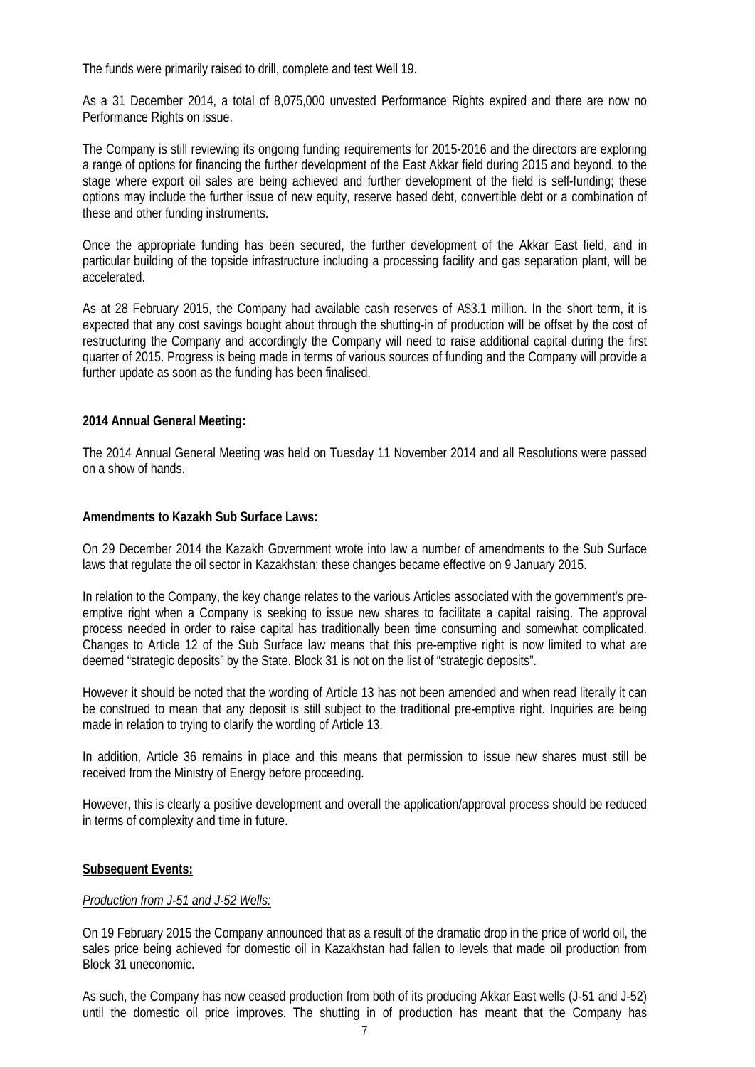The funds were primarily raised to drill, complete and test Well 19.

As a 31 December 2014, a total of 8,075,000 unvested Performance Rights expired and there are now no Performance Rights on issue.

The Company is still reviewing its ongoing funding requirements for 2015-2016 and the directors are exploring a range of options for financing the further development of the East Akkar field during 2015 and beyond, to the stage where export oil sales are being achieved and further development of the field is self-funding; these options may include the further issue of new equity, reserve based debt, convertible debt or a combination of these and other funding instruments.

Once the appropriate funding has been secured, the further development of the Akkar East field, and in particular building of the topside infrastructure including a processing facility and gas separation plant, will be accelerated.

As at 28 February 2015, the Company had available cash reserves of A$3.1 million. In the short term, it is expected that any cost savings bought about through the shutting-in of production will be offset by the cost of restructuring the Company and accordingly the Company will need to raise additional capital during the first quarter of 2015. Progress is being made in terms of various sources of funding and the Company will provide a further update as soon as the funding has been finalised.

**2014 Annual General Meeting:**

The 2014 Annual General Meeting was held on Tuesday 11 November 2014 and all Resolutions were passed on a show of hands.

**Amendments to Kazakh Sub Surface Laws:**

On 29 December 2014 the Kazakh Government wrote into law a number of amendments to the Sub Surface laws that regulate the oil sector in Kazakhstan; these changes became effective on 9 January 2015.

In relation to the Company, the key change relates to the various Articles associated with the government's pre-emptive right when a Company is seeking to issue new shares to facilitate a capital raising. The approval process needed in order to raise capital has traditionally been time consuming and somewhat complicated. Changes to Article 12 of the Sub Surface law means that this pre-emptive right is now limited to what are deemed "strategic deposits" by the State. Block 31 is not on the list of "strategic deposits".

However it should be noted that the wording of Article 13 has not been amended and when read literally it can be construed to mean that any deposit is still subject to the traditional pre-emptive right. Inquiries are being made in relation to trying to clarify the wording of Article 13.

In addition, Article 36 remains in place and this means that permission to issue new shares must still be received from the Ministry of Energy before proceeding.

However, this is clearly a positive development and overall the application/approval process should be reduced in terms of complexity and time in future.

**Subsequent Events:**

*Production from J-51 and J-52 Wells:*

On 19 February 2015 the Company announced that as a result of the dramatic drop in the price of world oil, the sales price being achieved for domestic oil in Kazakhstan had fallen to levels that made oil production from Block 31 uneconomic.

As such, the Company has now ceased production from both of its producing Akkar East wells (J-51 and J-52) until the domestic oil price improves. The shutting in of production has meant that the Company has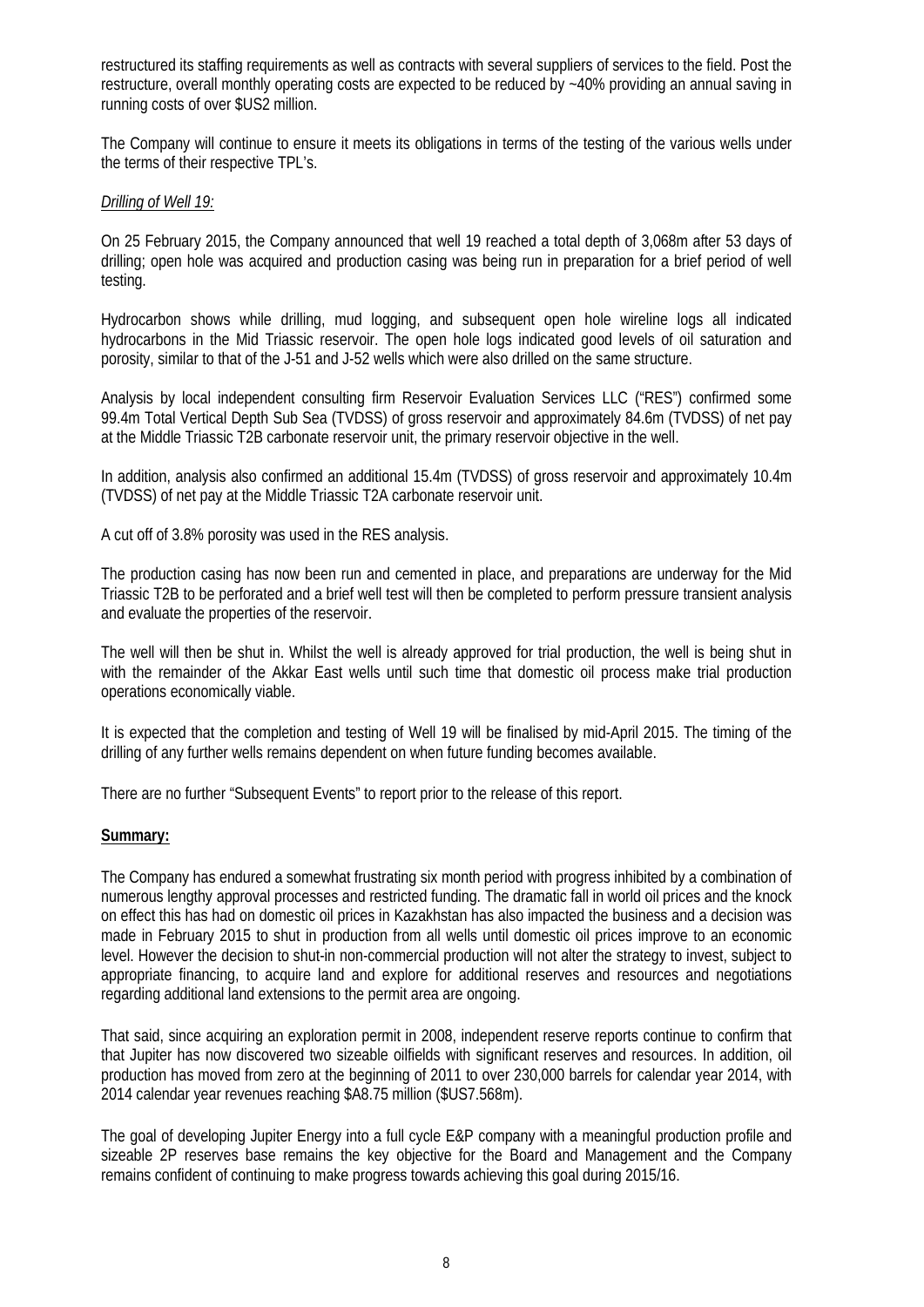restructured its staffing requirements as well as contracts with several suppliers of services to the field. Post the restructure, overall monthly operating costs are expected to be reduced by ~40% providing an annual saving in running costs of over $US2 million.

The Company will continue to ensure it meets its obligations in terms of the testing of the various wells under the terms of their respective TPL's.

*Drilling of Well 19:*

On 25 February 2015, the Company announced that well 19 reached a total depth of 3,068m after 53 days of drilling; open hole was acquired and production casing was being run in preparation for a brief period of well testing.

Hydrocarbon shows while drilling, mud logging, and subsequent open hole wireline logs all indicated hydrocarbons in the Mid Triassic reservoir. The open hole logs indicated good levels of oil saturation and porosity, similar to that of the J-51 and J-52 wells which were also drilled on the same structure.

Analysis by local independent consulting firm Reservoir Evaluation Services LLC ("RES") confirmed some 99.4m Total Vertical Depth Sub Sea (TVDSS) of gross reservoir and approximately 84.6m (TVDSS) of net pay at the Middle Triassic T2B carbonate reservoir unit, the primary reservoir objective in the well.

In addition, analysis also confirmed an additional 15.4m (TVDSS) of gross reservoir and approximately 10.4m (TVDSS) of net pay at the Middle Triassic T2A carbonate reservoir unit.

A cut off of 3.8% porosity was used in the RES analysis.

The production casing has now been run and cemented in place, and preparations are underway for the Mid Triassic T2B to be perforated and a brief well test will then be completed to perform pressure transient analysis and evaluate the properties of the reservoir.

The well will then be shut in. Whilst the well is already approved for trial production, the well is being shut in with the remainder of the Akkar East wells until such time that domestic oil process make trial production operations economically viable.

It is expected that the completion and testing of Well 19 will be finalised by mid-April 2015. The timing of the drilling of any further wells remains dependent on when future funding becomes available.

There are no further "Subsequent Events" to report prior to the release of this report.

**Summary:**

The Company has endured a somewhat frustrating six month period with progress inhibited by a combination of numerous lengthy approval processes and restricted funding. The dramatic fall in world oil prices and the knock on effect this has had on domestic oil prices in Kazakhstan has also impacted the business and a decision was made in February 2015 to shut in production from all wells until domestic oil prices improve to an economic level. However the decision to shut-in non-commercial production will not alter the strategy to invest, subject to appropriate financing, to acquire land and explore for additional reserves and resources and negotiations regarding additional land extensions to the permit area are ongoing.

That said, since acquiring an exploration permit in 2008, independent reserve reports continue to confirm that that Jupiter has now discovered two sizeable oilfields with significant reserves and resources. In addition, oil production has moved from zero at the beginning of 2011 to over 230,000 barrels for calendar year 2014, with 2014 calendar year revenues reaching $A8.75 million ($US7.568m).

The goal of developing Jupiter Energy into a full cycle E&P company with a meaningful production profile and sizeable 2P reserves base remains the key objective for the Board and Management and the Company remains confident of continuing to make progress towards achieving this goal during 2015/16.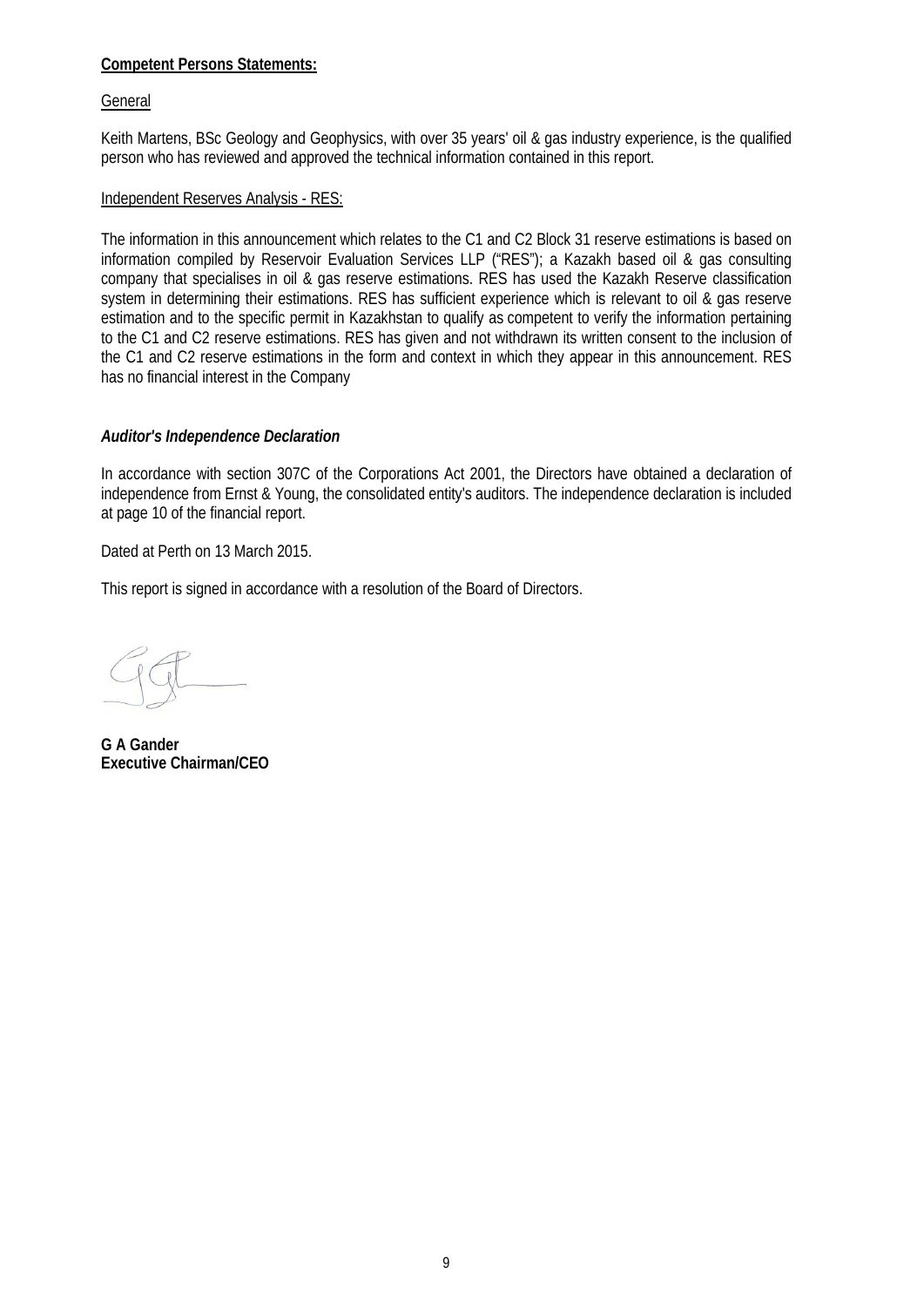**Competent Persons Statements:**

General

Keith Martens, BSc Geology and Geophysics, with over 35 years' oil & gas industry experience, is the qualified person who has reviewed and approved the technical information contained in this report.

Independent Reserves Analysis - RES:

The information in this announcement which relates to the C1 and C2 Block 31 reserve estimations is based on information compiled by Reservoir Evaluation Services LLP ("RES"); a Kazakh based oil & gas consulting company that specialises in oil & gas reserve estimations. RES has used the Kazakh Reserve classification system in determining their estimations. RES has sufficient experience which is relevant to oil & gas reserve estimation and to the specific permit in Kazakhstan to qualify as competent to verify the information pertaining to the C1 and C2 reserve estimations. RES has given and not withdrawn its written consent to the inclusion of the C1 and C2 reserve estimations in the form and context in which they appear in this announcement. RES has no financial interest in the Company

***Auditor's Independence Declaration***

In accordance with section 307C of the Corporations Act 2001, the Directors have obtained a declaration of independence from Ernst & Young, the consolidated entity's auditors. The independence declaration is included at page 10 of the financial report.

Dated at Perth on 13 March 2015.

This report is signed in accordance with a resolution of the Board of Directors.

**G A Gander**
**Executive Chairman/CEO**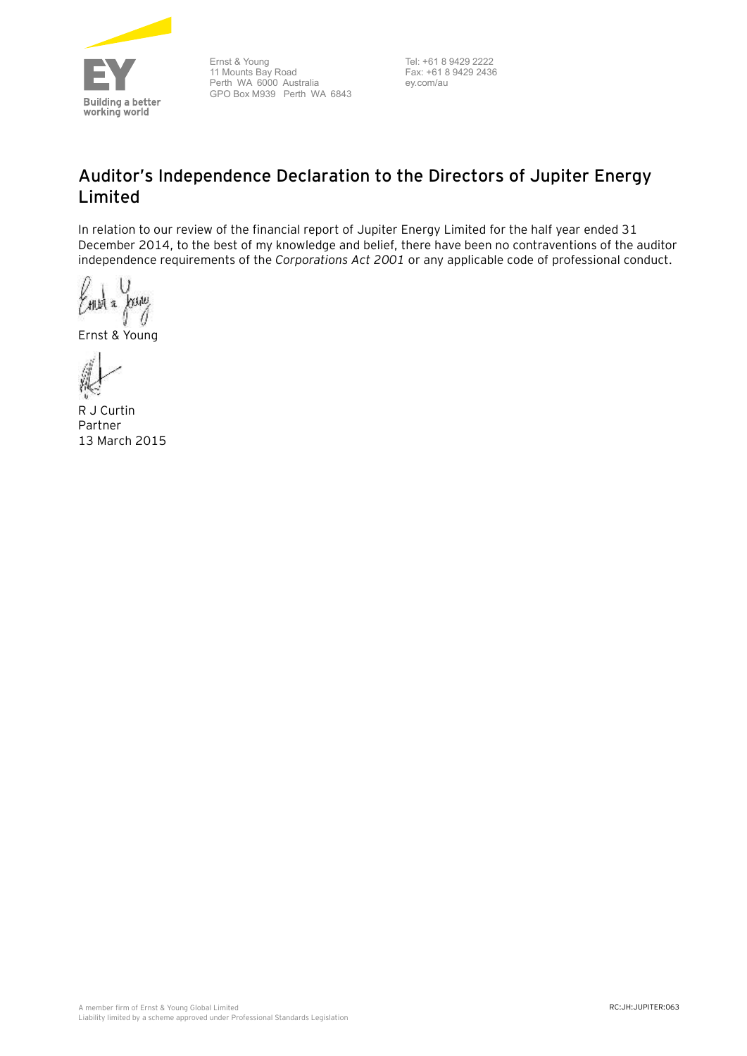Ernst & Young
11 Mounts Bay Road
Perth WA 6000 Australia
GPO Box M939 Perth WA 6843

Tel: +61 8 9429 2222
Fax: +61 8 9429 2436
ey.com/au

## Auditor's Independence Declaration to the Directors of Jupiter Energy Limited

In relation to our review of the financial report of Jupiter Energy Limited for the half year ended 31 December 2014, to the best of my knowledge and belief, there have been no contraventions of the auditor independence requirements of the *Corporations Act 2001* or any applicable code of professional conduct.

Ernst & Young

R J Curtin
Partner
13 March 2015

A member firm of Ernst & Young Global Limited
Liability limited by a scheme approved under Professional Standards Legislation

RC:JH:JUPITER:063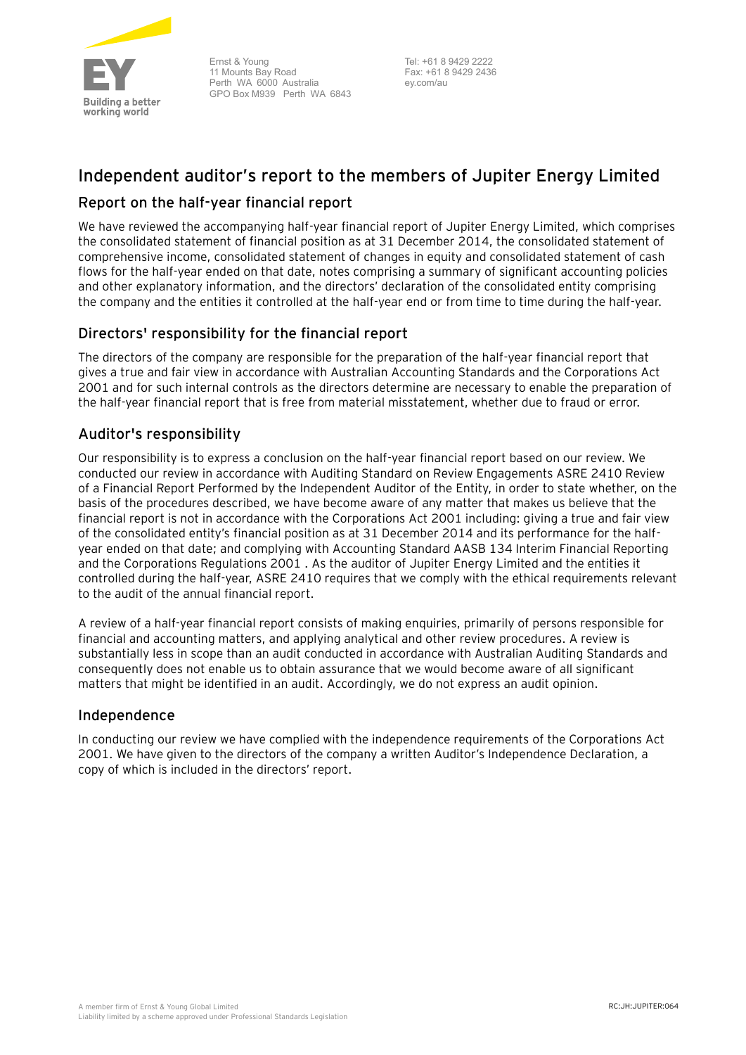Ernst & Young
11 Mounts Bay Road
Perth WA 6000 Australia
GPO Box M939 Perth WA 6843

Tel: +61 8 9429 2222
Fax: +61 8 9429 2436
ey.com/au

# Independent auditor's report to the members of Jupiter Energy Limited

## Report on the half-year financial report

We have reviewed the accompanying half-year financial report of Jupiter Energy Limited, which comprises the consolidated statement of financial position as at 31 December 2014, the consolidated statement of comprehensive income, consolidated statement of changes in equity and consolidated statement of cash flows for the half-year ended on that date, notes comprising a summary of significant accounting policies and other explanatory information, and the directors' declaration of the consolidated entity comprising the company and the entities it controlled at the half-year end or from time to time during the half-year.

## Directors' responsibility for the financial report

The directors of the company are responsible for the preparation of the half-year financial report that gives a true and fair view in accordance with Australian Accounting Standards and the Corporations Act 2001 and for such internal controls as the directors determine are necessary to enable the preparation of the half-year financial report that is free from material misstatement, whether due to fraud or error.

## Auditor's responsibility

Our responsibility is to express a conclusion on the half-year financial report based on our review. We conducted our review in accordance with Auditing Standard on Review Engagements ASRE 2410 Review of a Financial Report Performed by the Independent Auditor of the Entity, in order to state whether, on the basis of the procedures described, we have become aware of any matter that makes us believe that the financial report is not in accordance with the Corporations Act 2001 including: giving a true and fair view of the consolidated entity's financial position as at 31 December 2014 and its performance for the half-year ended on that date; and complying with Accounting Standard AASB 134 Interim Financial Reporting and the Corporations Regulations 2001 . As the auditor of Jupiter Energy Limited and the entities it controlled during the half-year, ASRE 2410 requires that we comply with the ethical requirements relevant to the audit of the annual financial report.

A review of a half-year financial report consists of making enquiries, primarily of persons responsible for financial and accounting matters, and applying analytical and other review procedures. A review is substantially less in scope than an audit conducted in accordance with Australian Auditing Standards and consequently does not enable us to obtain assurance that we would become aware of all significant matters that might be identified in an audit. Accordingly, we do not express an audit opinion.

## Independence

In conducting our review we have complied with the independence requirements of the Corporations Act 2001. We have given to the directors of the company a written Auditor's Independence Declaration, a copy of which is included in the directors' report.

A member firm of Ernst & Young Global Limited
Liability limited by a scheme approved under Professional Standards Legislation

RC:JH:JUPITER:064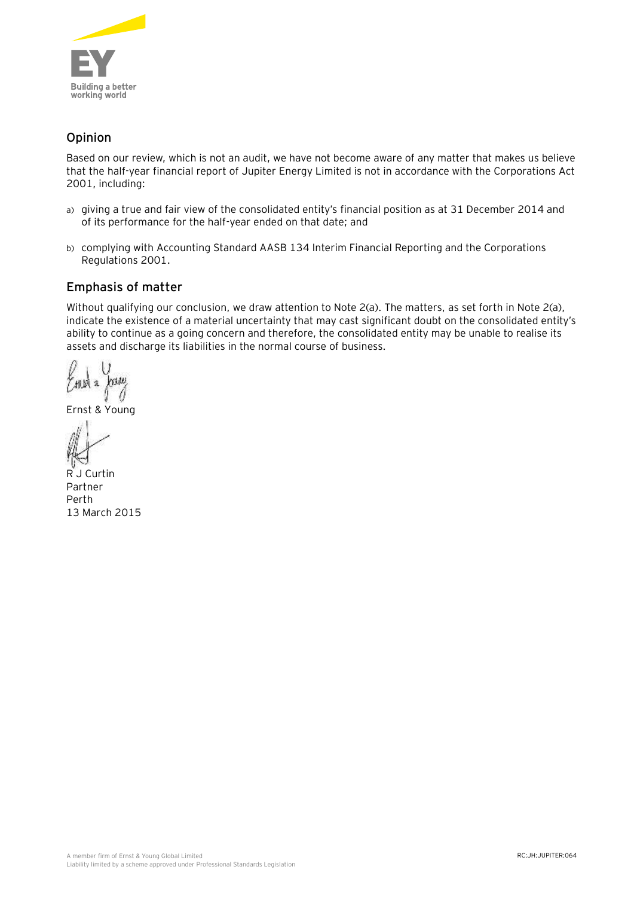## Opinion

Based on our review, which is not an audit, we have not become aware of any matter that makes us believe that the half-year financial report of Jupiter Energy Limited is not in accordance with the Corporations Act 2001, including:

a) giving a true and fair view of the consolidated entity's financial position as at 31 December 2014 and of its performance for the half-year ended on that date; and

b) complying with Accounting Standard AASB 134 Interim Financial Reporting and the Corporations Regulations 2001.

## Emphasis of matter

Without qualifying our conclusion, we draw attention to Note 2(a). The matters, as set forth in Note 2(a), indicate the existence of a material uncertainty that may cast significant doubt on the consolidated entity's ability to continue as a going concern and therefore, the consolidated entity may be unable to realise its assets and discharge its liabilities in the normal course of business.

Ernst & Young

R J Curtin
Partner
Perth
13 March 2015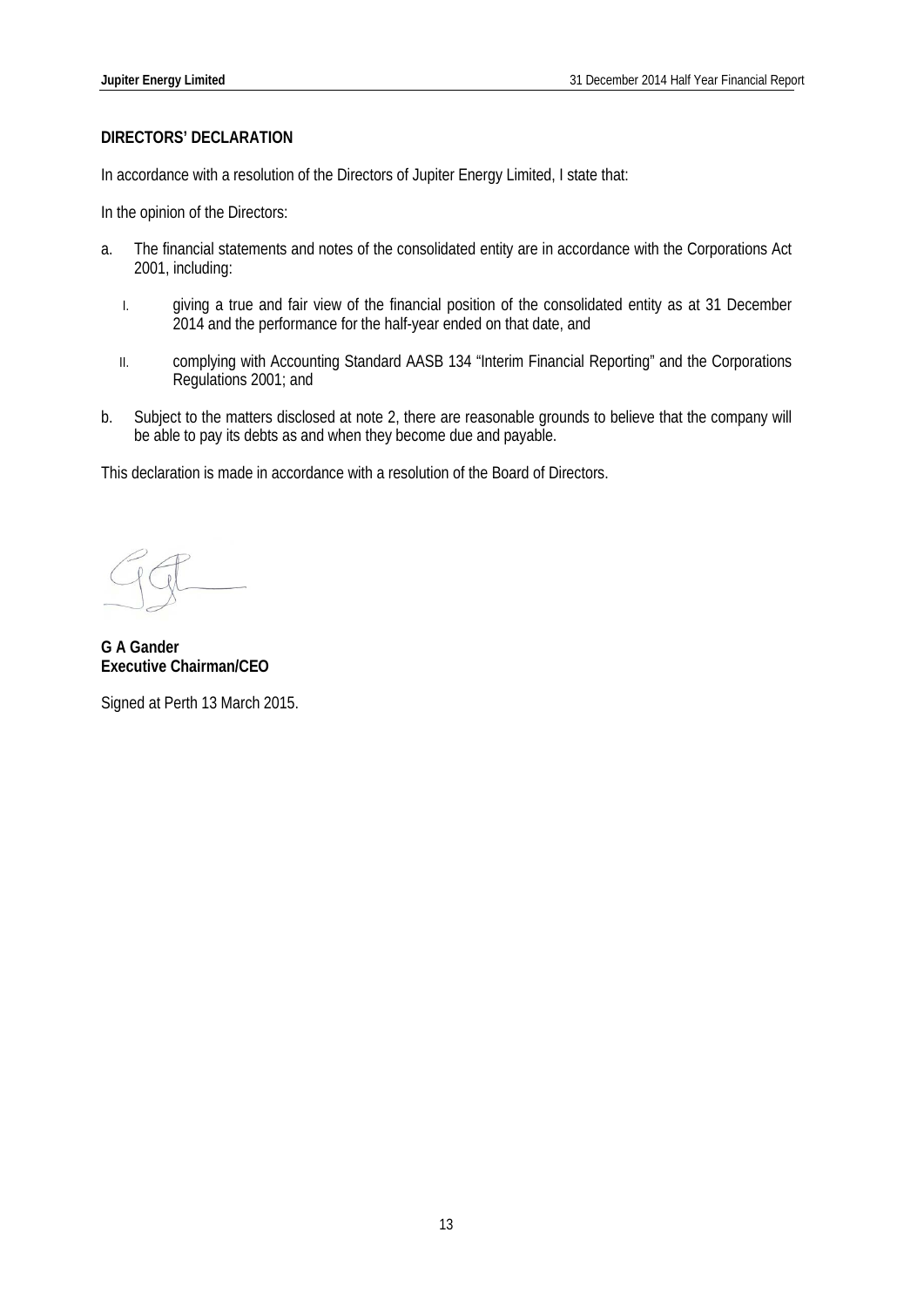**DIRECTORS' DECLARATION**

In accordance with a resolution of the Directors of Jupiter Energy Limited, I state that:

In the opinion of the Directors:

a. The financial statements and notes of the consolidated entity are in accordance with the Corporations Act 2001, including:

   I. giving a true and fair view of the financial position of the consolidated entity as at 31 December 2014 and the performance for the half-year ended on that date, and

   II. complying with Accounting Standard AASB 134 "Interim Financial Reporting" and the Corporations Regulations 2001; and

b. Subject to the matters disclosed at note 2, there are reasonable grounds to believe that the company will be able to pay its debts as and when they become due and payable.

This declaration is made in accordance with a resolution of the Board of Directors.

**G A Gander**
**Executive Chairman/CEO**

Signed at Perth 13 March 2015.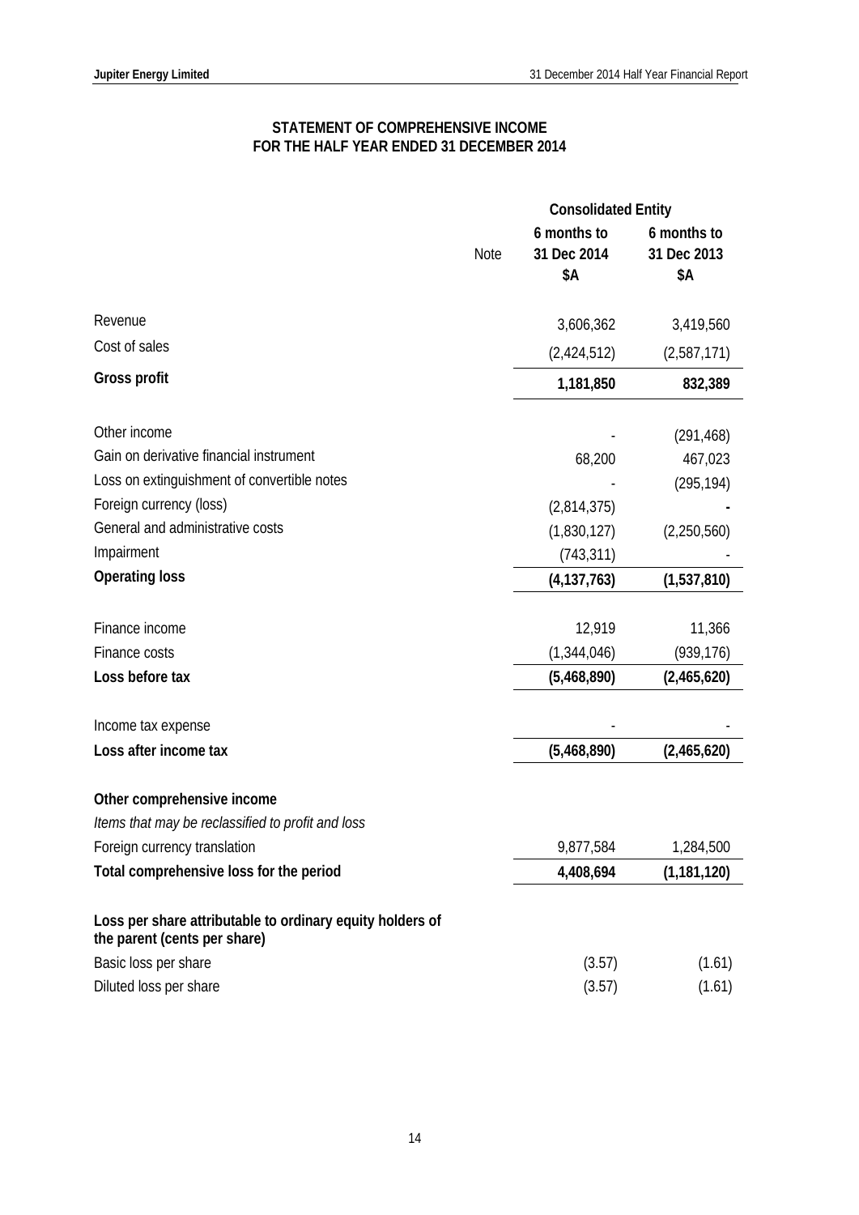## STATEMENT OF COMPREHENSIVE INCOME
## FOR THE HALF YEAR ENDED 31 DECEMBER 2014

| | Note | Consolidated Entity | |
|---|---|---|---|
| | | 6 months to 31 Dec 2014 $A | 6 months to 31 Dec 2013 $A |
| Revenue | | 3,606,362 | 3,419,560 |
| Cost of sales | | (2,424,512) | (2,587,171) |
| **Gross profit** | | **1,181,850** | **832,389** |
| Other income | | - | (291,468) |
| Gain on derivative financial instrument | | 68,200 | 467,023 |
| Loss on extinguishment of convertible notes | | - | (295,194) |
| Foreign currency (loss) | | (2,814,375) | - |
| General and administrative costs | | (1,830,127) | (2,250,560) |
| Impairment | | (743,311) | - |
| **Operating loss** | | **(4,137,763)** | **(1,537,810)** |
| Finance income | | 12,919 | 11,366 |
| Finance costs | | (1,344,046) | (939,176) |
| **Loss before tax** | | **(5,468,890)** | **(2,465,620)** |
| Income tax expense | | - | - |
| **Loss after income tax** | | **(5,468,890)** | **(2,465,620)** |
| **Other comprehensive income** | | | |
| *Items that may be reclassified to profit and loss* | | | |
| Foreign currency translation | | 9,877,584 | 1,284,500 |
| **Total comprehensive loss for the period** | | **4,408,694** | **(1,181,120)** |
| **Loss per share attributable to ordinary equity holders of the parent (cents per share)** | | | |
| Basic loss per share | | (3.57) | (1.61) |
| Diluted loss per share | | (3.57) | (1.61) |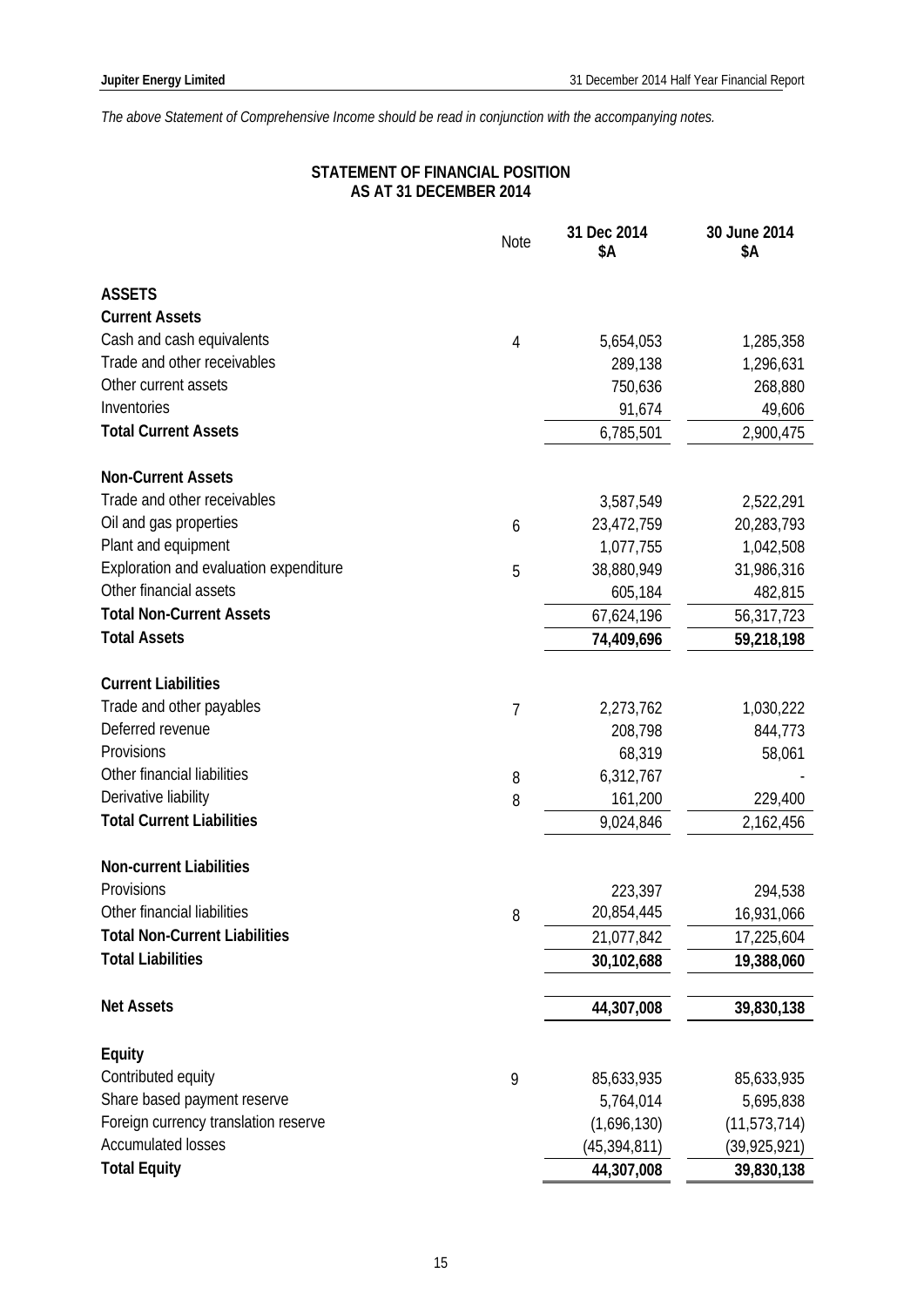*The above Statement of Comprehensive Income should be read in conjunction with the accompanying notes.*

## STATEMENT OF FINANCIAL POSITION
## AS AT 31 DECEMBER 2014

| | Note | 31 Dec 2014 $A | 30 June 2014 $A |
|---|---|---|---|
| **ASSETS** | | | |
| **Current Assets** | | | |
| Cash and cash equivalents | 4 | 5,654,053 | 1,285,358 |
| Trade and other receivables | | 289,138 | 1,296,631 |
| Other current assets | | 750,636 | 268,880 |
| Inventories | | 91,674 | 49,606 |
| **Total Current Assets** | | 6,785,501 | 2,900,475 |
| | | | |
| **Non-Current Assets** | | | |
| Trade and other receivables | | 3,587,549 | 2,522,291 |
| Oil and gas properties | 6 | 23,472,759 | 20,283,793 |
| Plant and equipment | | 1,077,755 | 1,042,508 |
| Exploration and evaluation expenditure | 5 | 38,880,949 | 31,986,316 |
| Other financial assets | | 605,184 | 482,815 |
| **Total Non-Current Assets** | | 67,624,196 | 56,317,723 |
| **Total Assets** | | **74,409,696** | **59,218,198** |
| | | | |
| **Current Liabilities** | | | |
| Trade and other payables | 7 | 2,273,762 | 1,030,222 |
| Deferred revenue | | 208,798 | 844,773 |
| Provisions | | 68,319 | 58,061 |
| Other financial liabilities | 8 | 6,312,767 | - |
| Derivative liability | 8 | 161,200 | 229,400 |
| **Total Current Liabilities** | | 9,024,846 | 2,162,456 |
| | | | |
| **Non-current Liabilities** | | | |
| Provisions | | 223,397 | 294,538 |
| Other financial liabilities | 8 | 20,854,445 | 16,931,066 |
| **Total Non-Current Liabilities** | | 21,077,842 | 17,225,604 |
| **Total Liabilities** | | **30,102,688** | **19,388,060** |
| | | | |
| **Net Assets** | | **44,307,008** | **39,830,138** |
| | | | |
| **Equity** | | | |
| Contributed equity | 9 | 85,633,935 | 85,633,935 |
| Share based payment reserve | | 5,764,014 | 5,695,838 |
| Foreign currency translation reserve | | (1,696,130) | (11,573,714) |
| Accumulated losses | | (45,394,811) | (39,925,921) |
| **Total Equity** | | **44,307,008** | **39,830,138** |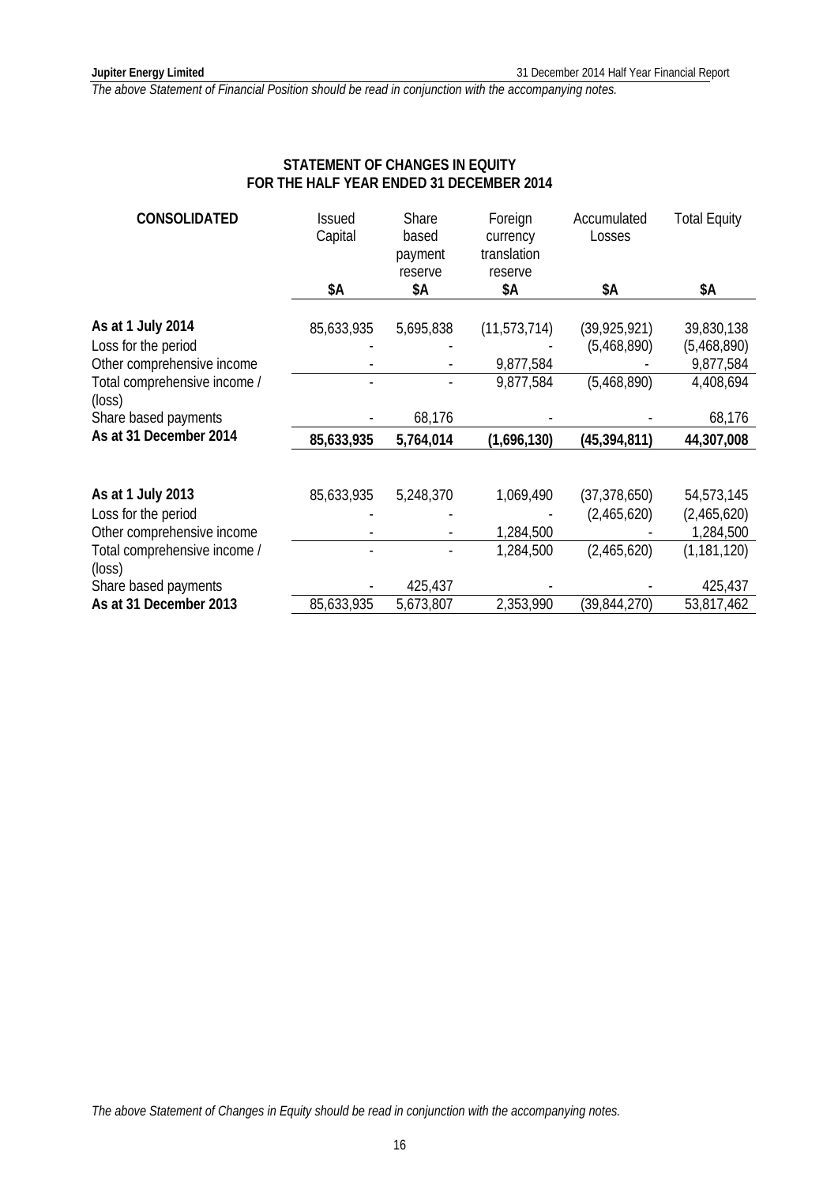*The above Statement of Financial Position should be read in conjunction with the accompanying notes.*

## STATEMENT OF CHANGES IN EQUITY
## FOR THE HALF YEAR ENDED 31 DECEMBER 2014

| CONSOLIDATED | Issued Capital | Share based payment reserve | Foreign currency translation reserve | Accumulated Losses | Total Equity |
|---|---|---|---|---|---|
| | $A | $A | $A | $A | $A |
| **As at 1 July 2014** | 85,633,935 | 5,695,838 | (11,573,714) | (39,925,921) | 39,830,138 |
| Loss for the period | - | - | - | (5,468,890) | (5,468,890) |
| Other comprehensive income | - | - | 9,877,584 | - | 9,877,584 |
| Total comprehensive income / (loss) | - | - | 9,877,584 | (5,468,890) | 4,408,694 |
| Share based payments | - | 68,176 | - | - | 68,176 |
| **As at 31 December 2014** | **85,633,935** | **5,764,014** | **(1,696,130)** | **(45,394,811)** | **44,307,008** |
| | | | | | |
| **As at 1 July 2013** | 85,633,935 | 5,248,370 | 1,069,490 | (37,378,650) | 54,573,145 |
| Loss for the period | - | - | - | (2,465,620) | (2,465,620) |
| Other comprehensive income | - | - | 1,284,500 | - | 1,284,500 |
| Total comprehensive income / (loss) | - | - | 1,284,500 | (2,465,620) | (1,181,120) |
| Share based payments | - | 425,437 | - | - | 425,437 |
| **As at 31 December 2013** | 85,633,935 | 5,673,807 | 2,353,990 | (39,844,270) | 53,817,462 |

*The above Statement of Changes in Equity should be read in conjunction with the accompanying notes.*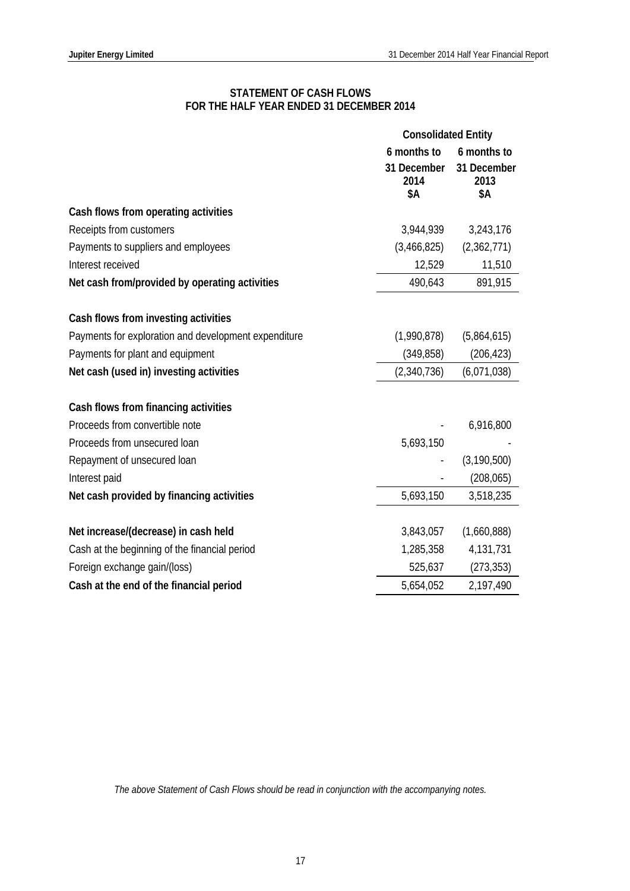# STATEMENT OF CASH FLOWS
## FOR THE HALF YEAR ENDED 31 DECEMBER 2014

| | Consolidated Entity | |
|---|---|---|
| | 6 months to 31 December 2014 $A | 6 months to 31 December 2013 $A |
| **Cash flows from operating activities** | | |
| Receipts from customers | 3,944,939 | 3,243,176 |
| Payments to suppliers and employees | (3,466,825) | (2,362,771) |
| Interest received | 12,529 | 11,510 |
| **Net cash from/provided by operating activities** | 490,643 | 891,915 |
| | | |
| **Cash flows from investing activities** | | |
| Payments for exploration and development expenditure | (1,990,878) | (5,864,615) |
| Payments for plant and equipment | (349,858) | (206,423) |
| **Net cash (used in) investing activities** | (2,340,736) | (6,071,038) |
| | | |
| **Cash flows from financing activities** | | |
| Proceeds from convertible note | - | 6,916,800 |
| Proceeds from unsecured loan | 5,693,150 | - |
| Repayment of unsecured loan | - | (3,190,500) |
| Interest paid | - | (208,065) |
| **Net cash provided by financing activities** | 5,693,150 | 3,518,235 |
| | | |
| **Net increase/(decrease) in cash held** | 3,843,057 | (1,660,888) |
| Cash at the beginning of the financial period | 1,285,358 | 4,131,731 |
| Foreign exchange gain/(loss) | 525,637 | (273,353) |
| **Cash at the end of the financial period** | 5,654,052 | 2,197,490 |

*The above Statement of Cash Flows should be read in conjunction with the accompanying notes.*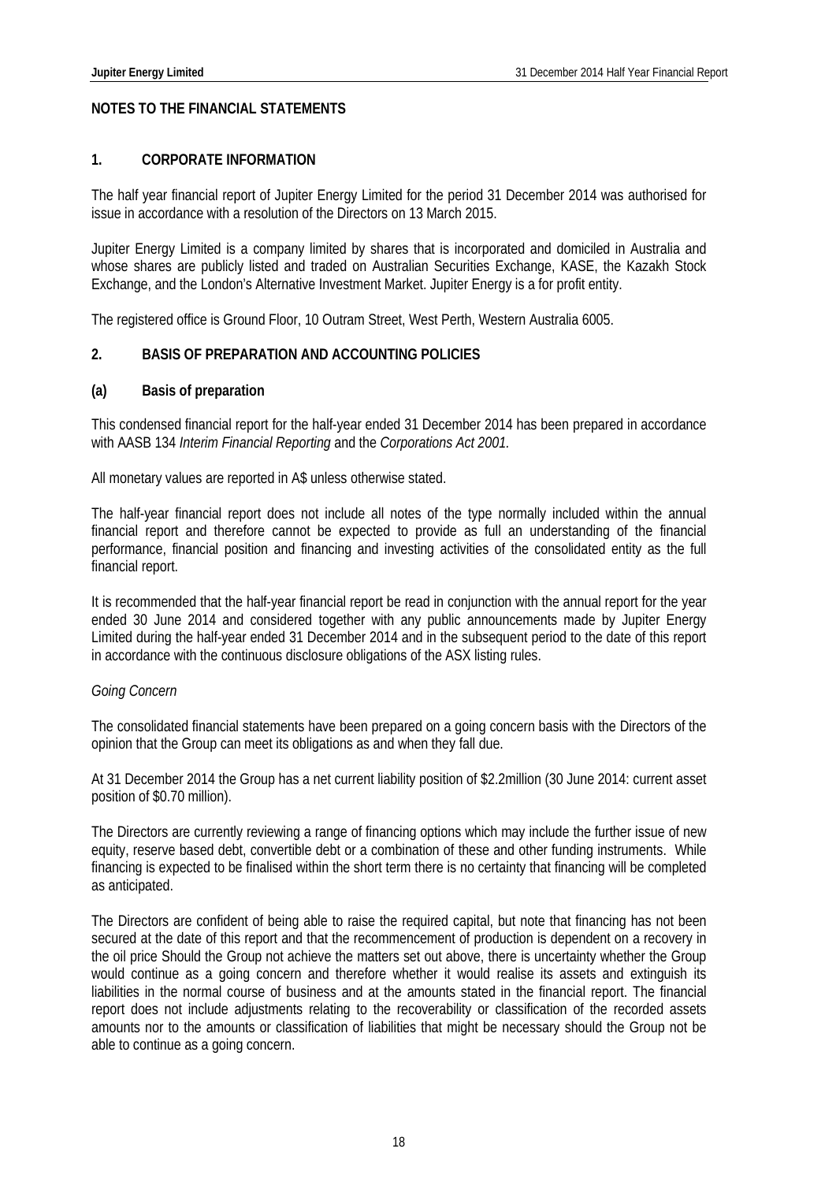## NOTES TO THE FINANCIAL STATEMENTS

### 1. CORPORATE INFORMATION

The half year financial report of Jupiter Energy Limited for the period 31 December 2014 was authorised for issue in accordance with a resolution of the Directors on 13 March 2015.

Jupiter Energy Limited is a company limited by shares that is incorporated and domiciled in Australia and whose shares are publicly listed and traded on Australian Securities Exchange, KASE, the Kazakh Stock Exchange, and the London's Alternative Investment Market. Jupiter Energy is a for profit entity.

The registered office is Ground Floor, 10 Outram Street, West Perth, Western Australia 6005.

### 2. BASIS OF PREPARATION AND ACCOUNTING POLICIES

#### (a) Basis of preparation

This condensed financial report for the half-year ended 31 December 2014 has been prepared in accordance with AASB 134 *Interim Financial Reporting* and the *Corporations Act 2001.*

All monetary values are reported in A$ unless otherwise stated.

The half-year financial report does not include all notes of the type normally included within the annual financial report and therefore cannot be expected to provide as full an understanding of the financial performance, financial position and financing and investing activities of the consolidated entity as the full financial report.

It is recommended that the half-year financial report be read in conjunction with the annual report for the year ended 30 June 2014 and considered together with any public announcements made by Jupiter Energy Limited during the half-year ended 31 December 2014 and in the subsequent period to the date of this report in accordance with the continuous disclosure obligations of the ASX listing rules.

*Going Concern*

The consolidated financial statements have been prepared on a going concern basis with the Directors of the opinion that the Group can meet its obligations as and when they fall due.

At 31 December 2014 the Group has a net current liability position of $2.2million (30 June 2014: current asset position of $0.70 million).

The Directors are currently reviewing a range of financing options which may include the further issue of new equity, reserve based debt, convertible debt or a combination of these and other funding instruments. While financing is expected to be finalised within the short term there is no certainty that financing will be completed as anticipated.

The Directors are confident of being able to raise the required capital, but note that financing has not been secured at the date of this report and that the recommencement of production is dependent on a recovery in the oil price Should the Group not achieve the matters set out above, there is uncertainty whether the Group would continue as a going concern and therefore whether it would realise its assets and extinguish its liabilities in the normal course of business and at the amounts stated in the financial report. The financial report does not include adjustments relating to the recoverability or classification of the recorded assets amounts nor to the amounts or classification of liabilities that might be necessary should the Group not be able to continue as a going concern.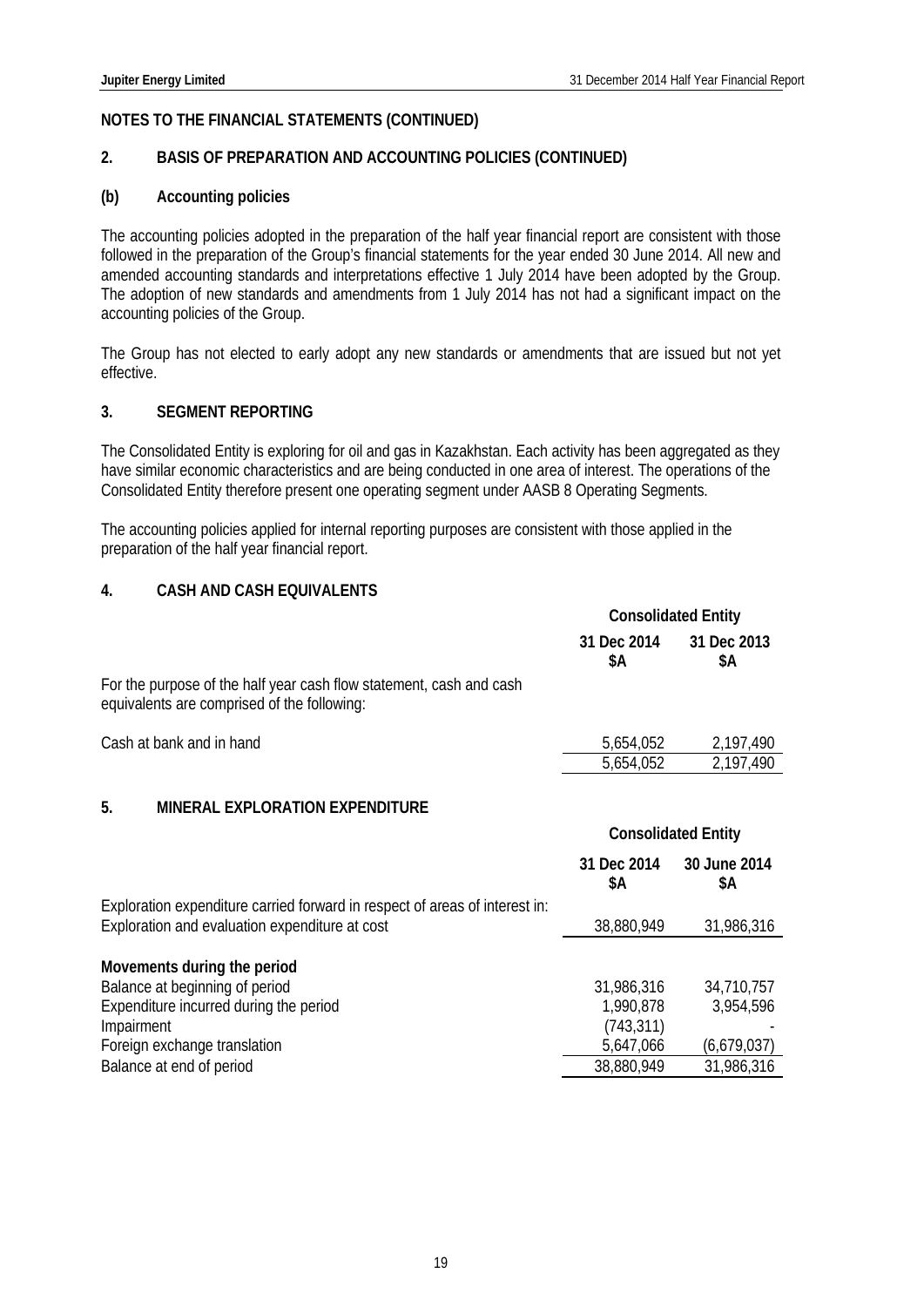## NOTES TO THE FINANCIAL STATEMENTS (CONTINUED)

### 2. BASIS OF PREPARATION AND ACCOUNTING POLICIES (CONTINUED)

#### (b) Accounting policies

The accounting policies adopted in the preparation of the half year financial report are consistent with those followed in the preparation of the Group's financial statements for the year ended 30 June 2014. All new and amended accounting standards and interpretations effective 1 July 2014 have been adopted by the Group. The adoption of new standards and amendments from 1 July 2014 has not had a significant impact on the accounting policies of the Group.

The Group has not elected to early adopt any new standards or amendments that are issued but not yet effective.

### 3. SEGMENT REPORTING

The Consolidated Entity is exploring for oil and gas in Kazakhstan. Each activity has been aggregated as they have similar economic characteristics and are being conducted in one area of interest. The operations of the Consolidated Entity therefore present one operating segment under AASB 8 Operating Segments.

The accounting policies applied for internal reporting purposes are consistent with those applied in the preparation of the half year financial report.

### 4. CASH AND CASH EQUIVALENTS

| | Consolidated Entity | |
|---|---|---|
| | 31 Dec 2014<br>$A | 31 Dec 2013<br>$A |
| For the purpose of the half year cash flow statement, cash and cash equivalents are comprised of the following: | | |
| Cash at bank and in hand | 5,654,052 | 2,197,490 |
| | 5,654,052 | 2,197,490 |

### 5. MINERAL EXPLORATION EXPENDITURE

| | Consolidated Entity | |
|---|---|---|
| | 31 Dec 2014<br>$A | 30 June 2014<br>$A |
| Exploration expenditure carried forward in respect of areas of interest in: | | |
| Exploration and evaluation expenditure at cost | 38,880,949 | 31,986,316 |
| **Movements during the period** | | |
| Balance at beginning of period | 31,986,316 | 34,710,757 |
| Expenditure incurred during the period | 1,990,878 | 3,954,596 |
| Impairment | (743,311) | - |
| Foreign exchange translation | 5,647,066 | (6,679,037) |
| Balance at end of period | 38,880,949 | 31,986,316 |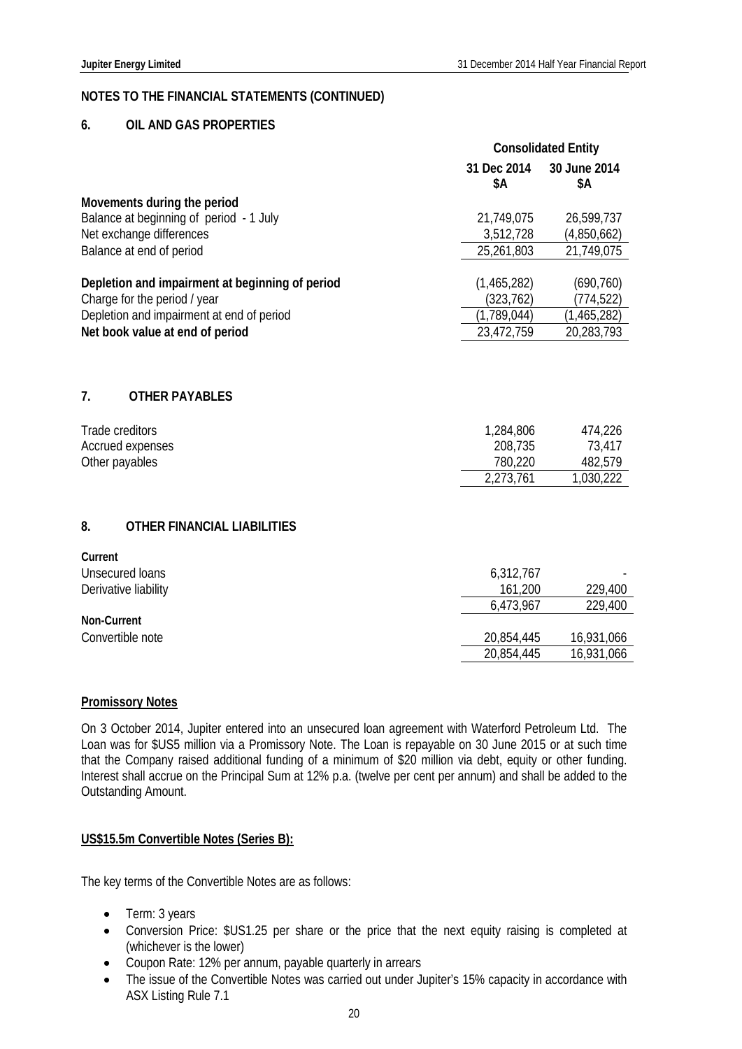## NOTES TO THE FINANCIAL STATEMENTS (CONTINUED)

### 6. OIL AND GAS PROPERTIES

| | Consolidated Entity | |
|---|---|---|
| | 31 Dec 2014 $A | 30 June 2014 $A |
| **Movements during the period** | | |
| Balance at beginning of period - 1 July | 21,749,075 | 26,599,737 |
| Net exchange differences | 3,512,728 | (4,850,662) |
| Balance at end of period | 25,261,803 | 21,749,075 |
| | | |
| **Depletion and impairment at beginning of period** | (1,465,282) | (690,760) |
| Charge for the period / year | (323,762) | (774,522) |
| Depletion and impairment at end of period | (1,789,044) | (1,465,282) |
| **Net book value at end of period** | 23,472,759 | 20,283,793 |

### 7. OTHER PAYABLES

| | | |
|---|---|---|
| Trade creditors | 1,284,806 | 474,226 |
| Accrued expenses | 208,735 | 73,417 |
| Other payables | 780,220 | 482,579 |
| | 2,273,761 | 1,030,222 |

### 8. OTHER FINANCIAL LIABILITIES

| | | |
|---|---|---|
| **Current** | | |
| Unsecured loans | 6,312,767 | - |
| Derivative liability | 161,200 | 229,400 |
| | 6,473,967 | 229,400 |
| **Non-Current** | | |
| Convertible note | 20,854,445 | 16,931,066 |
| | 20,854,445 | 16,931,066 |

**Promissory Notes**

On 3 October 2014, Jupiter entered into an unsecured loan agreement with Waterford Petroleum Ltd. The Loan was for $US5 million via a Promissory Note. The Loan is repayable on 30 June 2015 or at such time that the Company raised additional funding of a minimum of $20 million via debt, equity or other funding. Interest shall accrue on the Principal Sum at 12% p.a. (twelve per cent per annum) and shall be added to the Outstanding Amount.

**US$15.5m Convertible Notes (Series B):**

The key terms of the Convertible Notes are as follows:

- Term: 3 years
- Conversion Price: $US1.25 per share or the price that the next equity raising is completed at (whichever is the lower)
- Coupon Rate: 12% per annum, payable quarterly in arrears
- The issue of the Convertible Notes was carried out under Jupiter's 15% capacity in accordance with ASX Listing Rule 7.1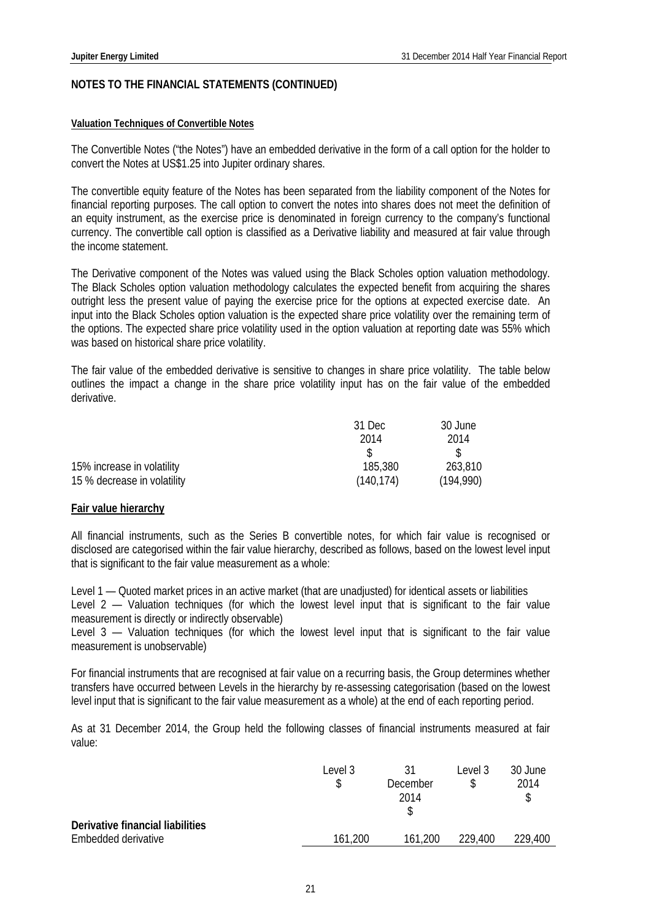## NOTES TO THE FINANCIAL STATEMENTS (CONTINUED)

**Valuation Techniques of Convertible Notes**

The Convertible Notes ("the Notes") have an embedded derivative in the form of a call option for the holder to convert the Notes at US$1.25 into Jupiter ordinary shares.

The convertible equity feature of the Notes has been separated from the liability component of the Notes for financial reporting purposes. The call option to convert the notes into shares does not meet the definition of an equity instrument, as the exercise price is denominated in foreign currency to the company's functional currency. The convertible call option is classified as a Derivative liability and measured at fair value through the income statement.

The Derivative component of the Notes was valued using the Black Scholes option valuation methodology. The Black Scholes option valuation methodology calculates the expected benefit from acquiring the shares outright less the present value of paying the exercise price for the options at expected exercise date. An input into the Black Scholes option valuation is the expected share price volatility over the remaining term of the options. The expected share price volatility used in the option valuation at reporting date was 55% which was based on historical share price volatility.

The fair value of the embedded derivative is sensitive to changes in share price volatility. The table below outlines the impact a change in the share price volatility input has on the fair value of the embedded derivative.

| | 31 Dec 2014 $ | 30 June 2014 $ |
|---|---|---|
| 15% increase in volatility | 185,380 | 263,810 |
| 15 % decrease in volatility | (140,174) | (194,990) |

**Fair value hierarchy**

All financial instruments, such as the Series B convertible notes, for which fair value is recognised or disclosed are categorised within the fair value hierarchy, described as follows, based on the lowest level input that is significant to the fair value measurement as a whole:

Level 1 — Quoted market prices in an active market (that are unadjusted) for identical assets or liabilities
Level 2 — Valuation techniques (for which the lowest level input that is significant to the fair value measurement is directly or indirectly observable)
Level 3 — Valuation techniques (for which the lowest level input that is significant to the fair value measurement is unobservable)

For financial instruments that are recognised at fair value on a recurring basis, the Group determines whether transfers have occurred between Levels in the hierarchy by re-assessing categorisation (based on the lowest level input that is significant to the fair value measurement as a whole) at the end of each reporting period.

As at 31 December 2014, the Group held the following classes of financial instruments measured at fair value:

| | Level 3 $ | 31 December 2014 $ | Level 3 $ | 30 June 2014 $ |
|---|---|---|---|---|
| **Derivative financial liabilities** | | | | |
| Embedded derivative | 161,200 | 161,200 | 229,400 | 229,400 |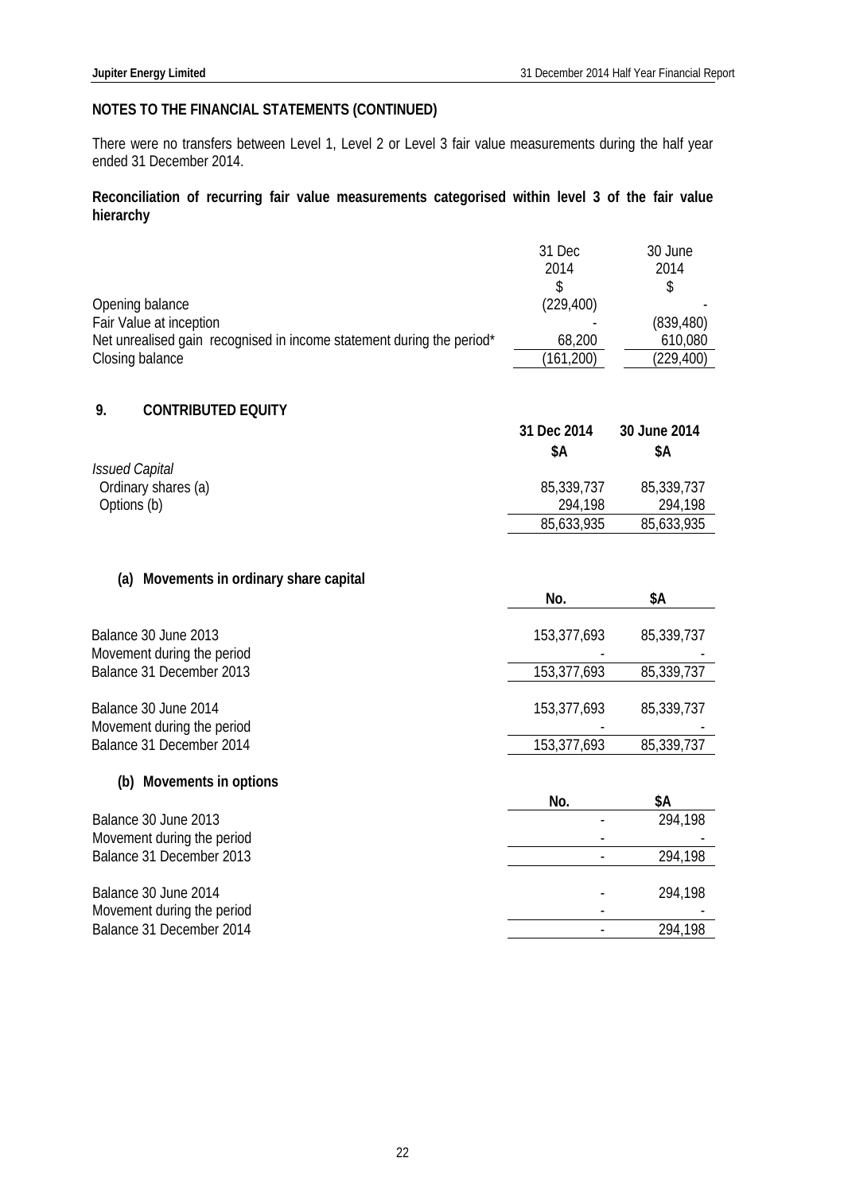## NOTES TO THE FINANCIAL STATEMENTS (CONTINUED)

There were no transfers between Level 1, Level 2 or Level 3 fair value measurements during the half year ended 31 December 2014.

**Reconciliation of recurring fair value measurements categorised within level 3 of the fair value hierarchy**

| | 31 Dec 2014 | 30 June 2014 |
|---|---|---|
| | $ | $ |
| Opening balance | (229,400) | - |
| Fair Value at inception | - | (839,480) |
| Net unrealised gain recognised in income statement during the period* | 68,200 | 610,080 |
| Closing balance | (161,200) | (229,400) |

## 9. CONTRIBUTED EQUITY

| | 31 Dec 2014 | 30 June 2014 |
|---|---|---|
| | $A | $A |
| *Issued Capital* | | |
| Ordinary shares (a) | 85,339,737 | 85,339,737 |
| Options (b) | 294,198 | 294,198 |
| | 85,633,935 | 85,633,935 |

### (a) Movements in ordinary share capital

| | No. | $A |
|---|---|---|
| Balance 30 June 2013 | 153,377,693 | 85,339,737 |
| Movement during the period | - | - |
| Balance 31 December 2013 | 153,377,693 | 85,339,737 |
| | | |
| Balance 30 June 2014 | 153,377,693 | 85,339,737 |
| Movement during the period | - | - |
| Balance 31 December 2014 | 153,377,693 | 85,339,737 |

### (b) Movements in options

| | No. | $A |
|---|---|---|
| Balance 30 June 2013 | - | 294,198 |
| Movement during the period | - | - |
| Balance 31 December 2013 | - | 294,198 |
| | | |
| Balance 30 June 2014 | - | 294,198 |
| Movement during the period | - | - |
| Balance 31 December 2014 | - | 294,198 |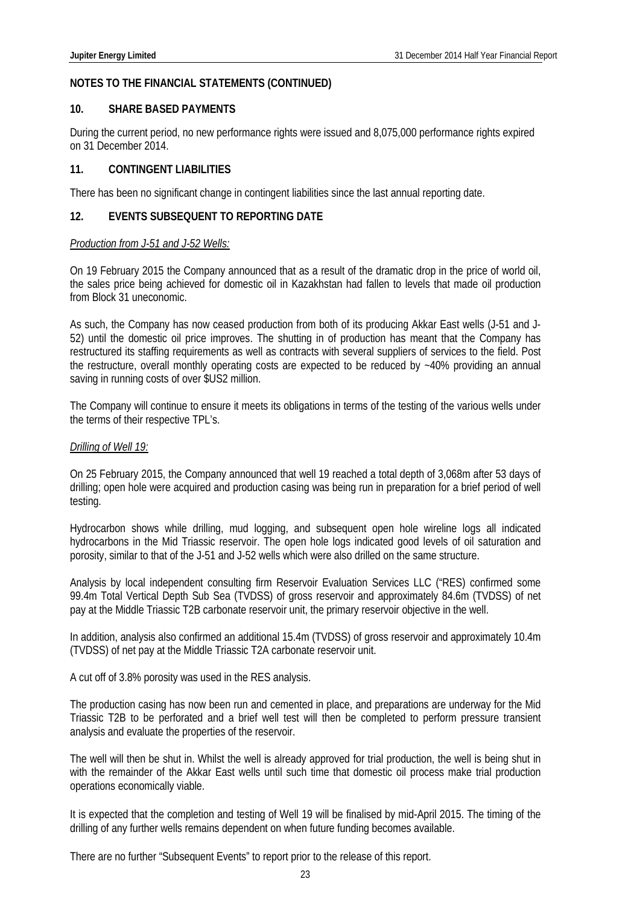## NOTES TO THE FINANCIAL STATEMENTS (CONTINUED)

### 10. SHARE BASED PAYMENTS

During the current period, no new performance rights were issued and 8,075,000 performance rights expired on 31 December 2014.

### 11. CONTINGENT LIABILITIES

There has been no significant change in contingent liabilities since the last annual reporting date.

### 12. EVENTS SUBSEQUENT TO REPORTING DATE

*Production from J-51 and J-52 Wells:*

On 19 February 2015 the Company announced that as a result of the dramatic drop in the price of world oil, the sales price being achieved for domestic oil in Kazakhstan had fallen to levels that made oil production from Block 31 uneconomic.

As such, the Company has now ceased production from both of its producing Akkar East wells (J-51 and J-52) until the domestic oil price improves. The shutting in of production has meant that the Company has restructured its staffing requirements as well as contracts with several suppliers of services to the field. Post the restructure, overall monthly operating costs are expected to be reduced by ~40% providing an annual saving in running costs of over $US2 million.

The Company will continue to ensure it meets its obligations in terms of the testing of the various wells under the terms of their respective TPL's.

*Drilling of Well 19:*

On 25 February 2015, the Company announced that well 19 reached a total depth of 3,068m after 53 days of drilling; open hole were acquired and production casing was being run in preparation for a brief period of well testing.

Hydrocarbon shows while drilling, mud logging, and subsequent open hole wireline logs all indicated hydrocarbons in the Mid Triassic reservoir. The open hole logs indicated good levels of oil saturation and porosity, similar to that of the J-51 and J-52 wells which were also drilled on the same structure.

Analysis by local independent consulting firm Reservoir Evaluation Services LLC ("RES) confirmed some 99.4m Total Vertical Depth Sub Sea (TVDSS) of gross reservoir and approximately 84.6m (TVDSS) of net pay at the Middle Triassic T2B carbonate reservoir unit, the primary reservoir objective in the well.

In addition, analysis also confirmed an additional 15.4m (TVDSS) of gross reservoir and approximately 10.4m (TVDSS) of net pay at the Middle Triassic T2A carbonate reservoir unit.

A cut off of 3.8% porosity was used in the RES analysis.

The production casing has now been run and cemented in place, and preparations are underway for the Mid Triassic T2B to be perforated and a brief well test will then be completed to perform pressure transient analysis and evaluate the properties of the reservoir.

The well will then be shut in. Whilst the well is already approved for trial production, the well is being shut in with the remainder of the Akkar East wells until such time that domestic oil process make trial production operations economically viable.

It is expected that the completion and testing of Well 19 will be finalised by mid-April 2015. The timing of the drilling of any further wells remains dependent on when future funding becomes available.

There are no further "Subsequent Events" to report prior to the release of this report.